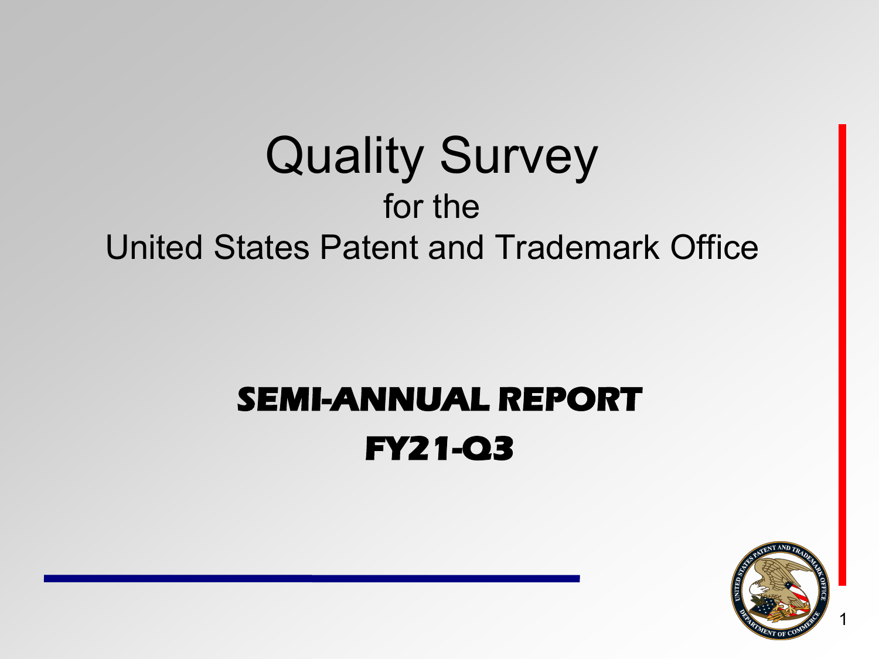# Quality Survey

for the

United States Patent and Trademark Office

**SEMI-ANNUAL REPORT**

**FY21-Q3**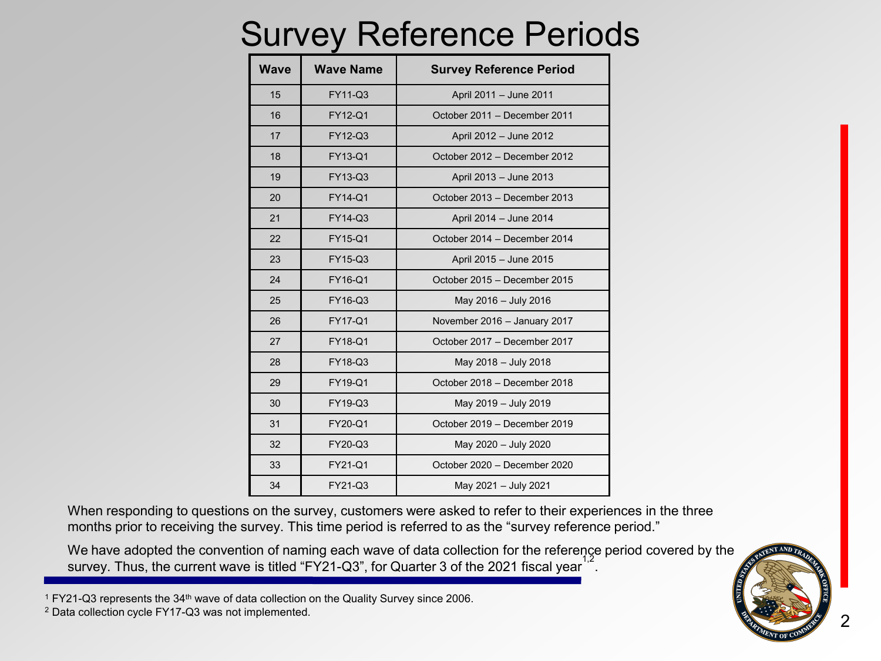# Survey Reference Periods

| Wave | Wave Name | Survey Reference Period |
|---|---|---|
| 15 | FY11-Q3 | April 2011 – June 2011 |
| 16 | FY12-Q1 | October 2011 – December 2011 |
| 17 | FY12-Q3 | April 2012 – June 2012 |
| 18 | FY13-Q1 | October 2012 – December 2012 |
| 19 | FY13-Q3 | April 2013 – June 2013 |
| 20 | FY14-Q1 | October 2013 – December 2013 |
| 21 | FY14-Q3 | April 2014 – June 2014 |
| 22 | FY15-Q1 | October 2014 – December 2014 |
| 23 | FY15-Q3 | April 2015 – June 2015 |
| 24 | FY16-Q1 | October 2015 – December 2015 |
| 25 | FY16-Q3 | May 2016 – July 2016 |
| 26 | FY17-Q1 | November 2016 – January 2017 |
| 27 | FY18-Q1 | October 2017 – December 2017 |
| 28 | FY18-Q3 | May 2018 – July 2018 |
| 29 | FY19-Q1 | October 2018 – December 2018 |
| 30 | FY19-Q3 | May 2019 – July 2019 |
| 31 | FY20-Q1 | October 2019 – December 2019 |
| 32 | FY20-Q3 | May 2020 – July 2020 |
| 33 | FY21-Q1 | October 2020 – December 2020 |
| 34 | FY21-Q3 | May 2021 – July 2021 |

When responding to questions on the survey, customers were asked to refer to their experiences in the three months prior to receiving the survey. This time period is referred to as the "survey reference period."

We have adopted the convention of naming each wave of data collection for the reference period covered by the survey. Thus, the current wave is titled "FY21-Q3", for Quarter 3 of the 2021 fiscal year[1,2].

[1] FY21-Q3 represents the 34th wave of data collection on the Quality Survey since 2006.

[2] Data collection cycle FY17-Q3 was not implemented.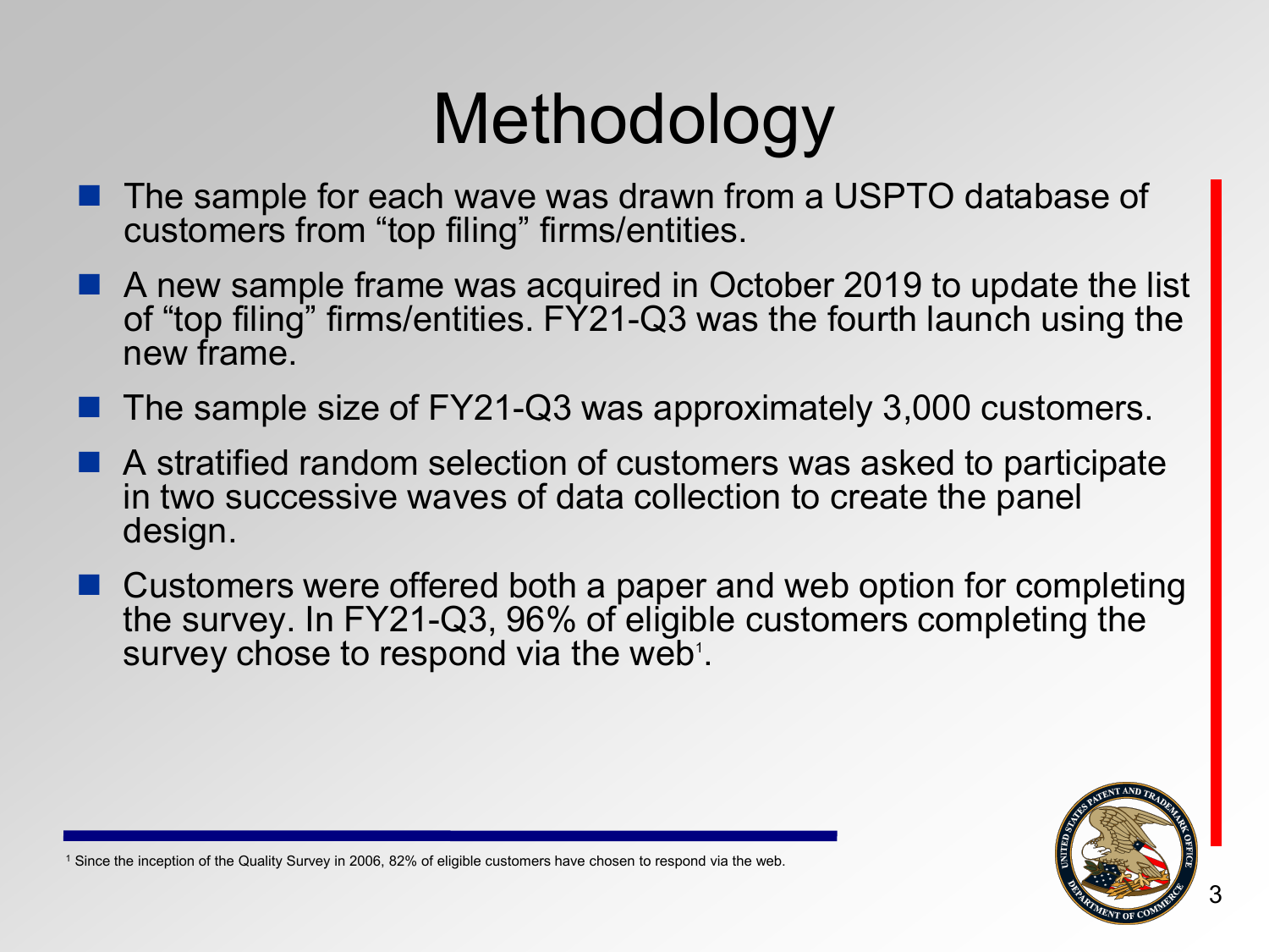# Methodology

- The sample for each wave was drawn from a USPTO database of customers from "top filing" firms/entities.
- A new sample frame was acquired in October 2019 to update the list of "top filing" firms/entities. FY21-Q3 was the fourth launch using the new frame.
- The sample size of FY21-Q3 was approximately 3,000 customers.
- A stratified random selection of customers was asked to participate in two successive waves of data collection to create the panel design.
- Customers were offered both a paper and web option for completing the survey. In FY21-Q3, 96% of eligible customers completing the survey chose to respond via the web[1].

[1] Since the inception of the Quality Survey in 2006, 82% of eligible customers have chosen to respond via the web.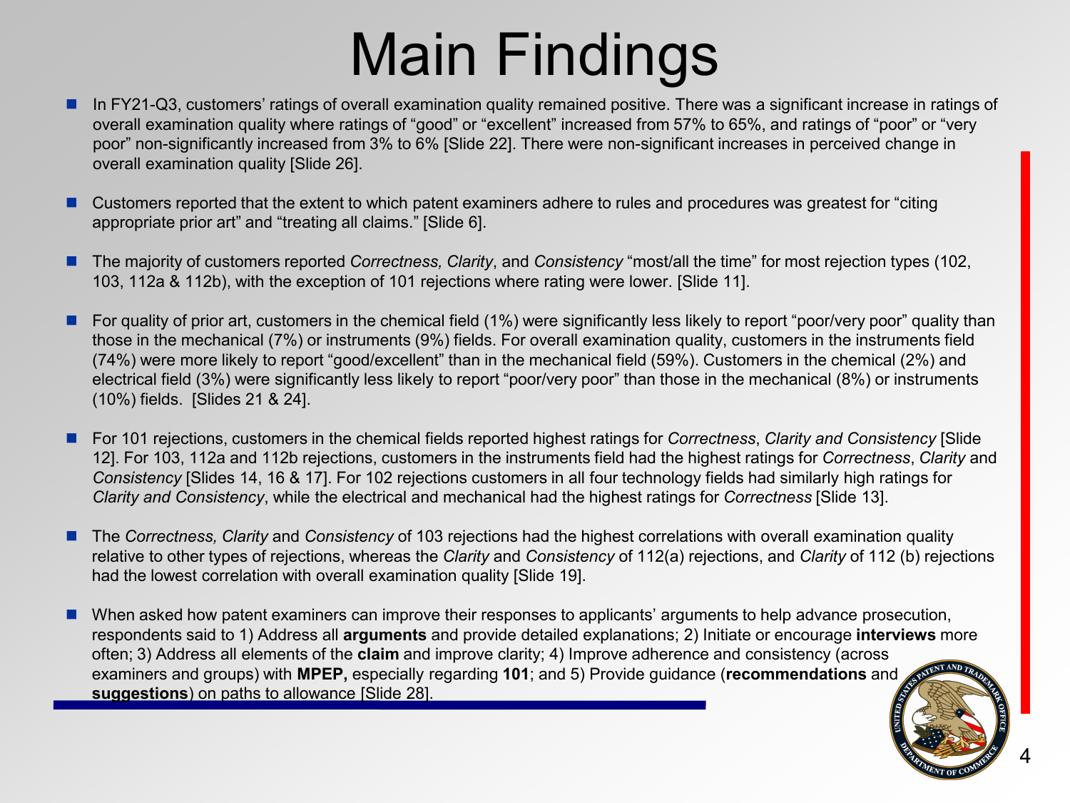# Main Findings

- In FY21-Q3, customers' ratings of overall examination quality remained positive. There was a significant increase in ratings of overall examination quality where ratings of "good" or "excellent" increased from 57% to 65%, and ratings of "poor" or "very poor" non-significantly increased from 3% to 6% [Slide 22]. There were non-significant increases in perceived change in overall examination quality [Slide 26].
- Customers reported that the extent to which patent examiners adhere to rules and procedures was greatest for "citing appropriate prior art" and "treating all claims." [Slide 6].
- The majority of customers reported *Correctness, Clarity*, and *Consistency* "most/all the time" for most rejection types (102, 103, 112a & 112b), with the exception of 101 rejections where rating were lower. [Slide 11].
- For quality of prior art, customers in the chemical field (1%) were significantly less likely to report "poor/very poor" quality than those in the mechanical (7%) or instruments (9%) fields. For overall examination quality, customers in the instruments field (74%) were more likely to report "good/excellent" than in the mechanical field (59%). Customers in the chemical (2%) and electrical field (3%) were significantly less likely to report "poor/very poor" than those in the mechanical (8%) or instruments (10%) fields. [Slides 21 & 24].
- For 101 rejections, customers in the chemical fields reported highest ratings for *Correctness*, *Clarity and Consistency* [Slide 12]. For 103, 112a and 112b rejections, customers in the instruments field had the highest ratings for *Correctness*, *Clarity* and *Consistency* [Slides 14, 16 & 17]. For 102 rejections customers in all four technology fields had similarly high ratings for *Clarity and Consistency*, while the electrical and mechanical had the highest ratings for *Correctness* [Slide 13].
- The *Correctness, Clarity* and *Consistency* of 103 rejections had the highest correlations with overall examination quality relative to other types of rejections, whereas the *Clarity* and *Consistency* of 112(a) rejections, and *Clarity* of 112 (b) rejections had the lowest correlation with overall examination quality [Slide 19].
- When asked how patent examiners can improve their responses to applicants' arguments to help advance prosecution, respondents said to 1) Address all **arguments** and provide detailed explanations; 2) Initiate or encourage **interviews** more often; 3) Address all elements of the **claim** and improve clarity; 4) Improve adherence and consistency (across examiners and groups) with **MPEP,** especially regarding **101**; and 5) Provide guidance (**recommendations** and **suggestions**) on paths to allowance [Slide 28].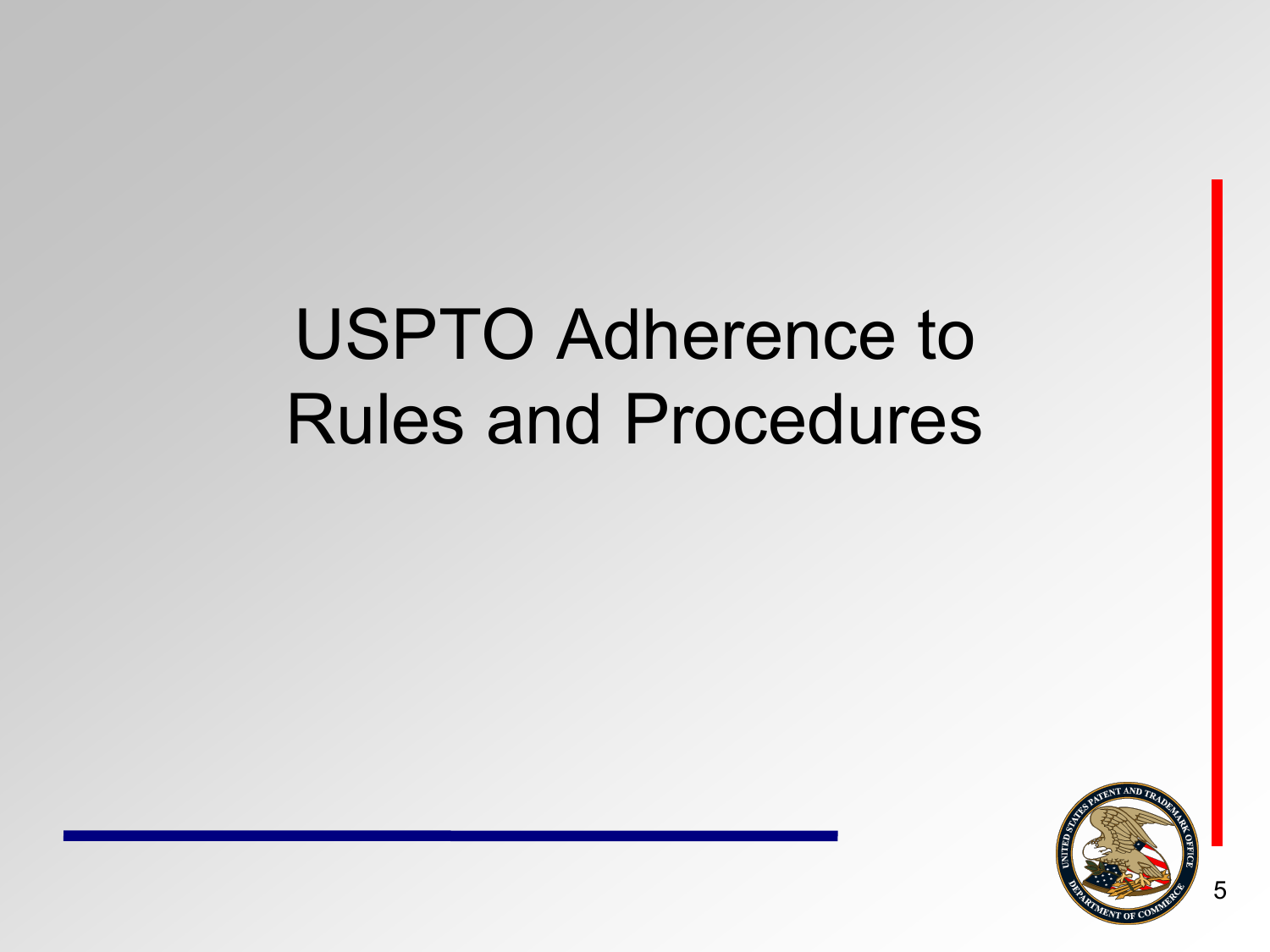# USPTO Adherence to Rules and Procedures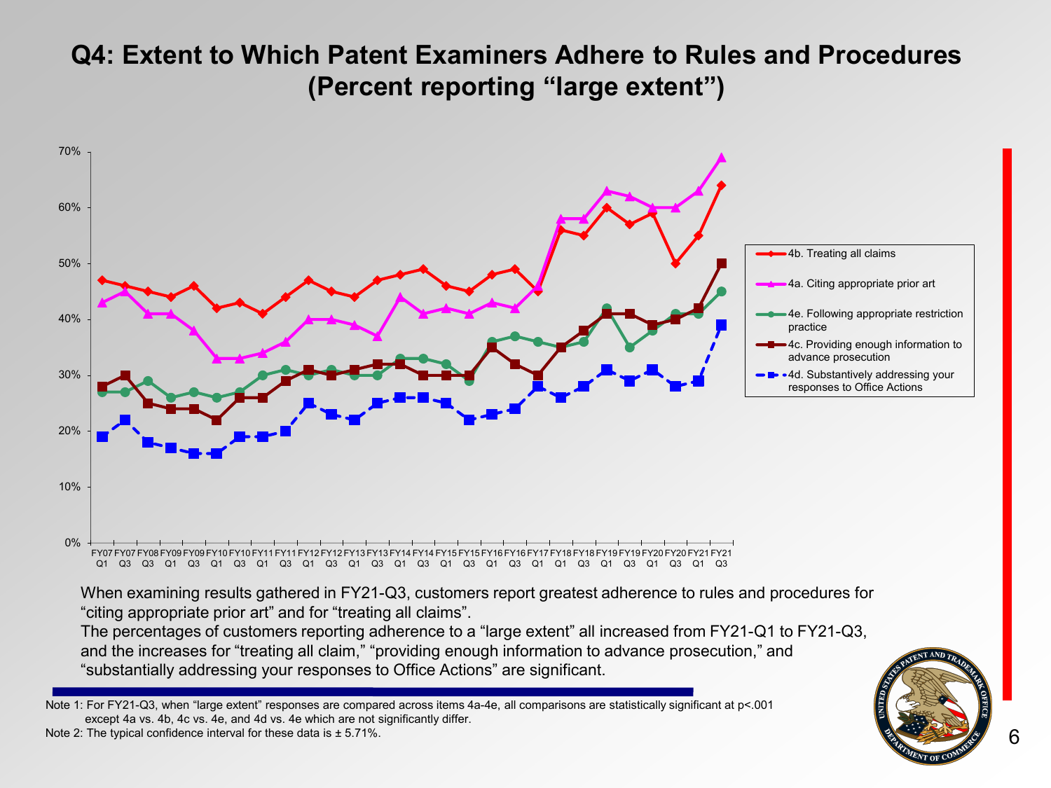# Q4: Extent to Which Patent Examiners Adhere to Rules and Procedures (Percent reporting "large extent")

When examining results gathered in FY21-Q3, customers report greatest adherence to rules and procedures for "citing appropriate prior art" and for "treating all claims".

The percentages of customers reporting adherence to a "large extent" all increased from FY21-Q1 to FY21-Q3, and the increases for "treating all claim," "providing enough information to advance prosecution," and "substantially addressing your responses to Office Actions" are significant.

Note 1: For FY21-Q3, when "large extent" responses are compared across items 4a-4e, all comparisons are statistically significant at p<.001 except 4a vs. 4b, 4c vs. 4e, and 4d vs. 4e which are not significantly differ.

Note 2: The typical confidence interval for these data is ± 5.71%.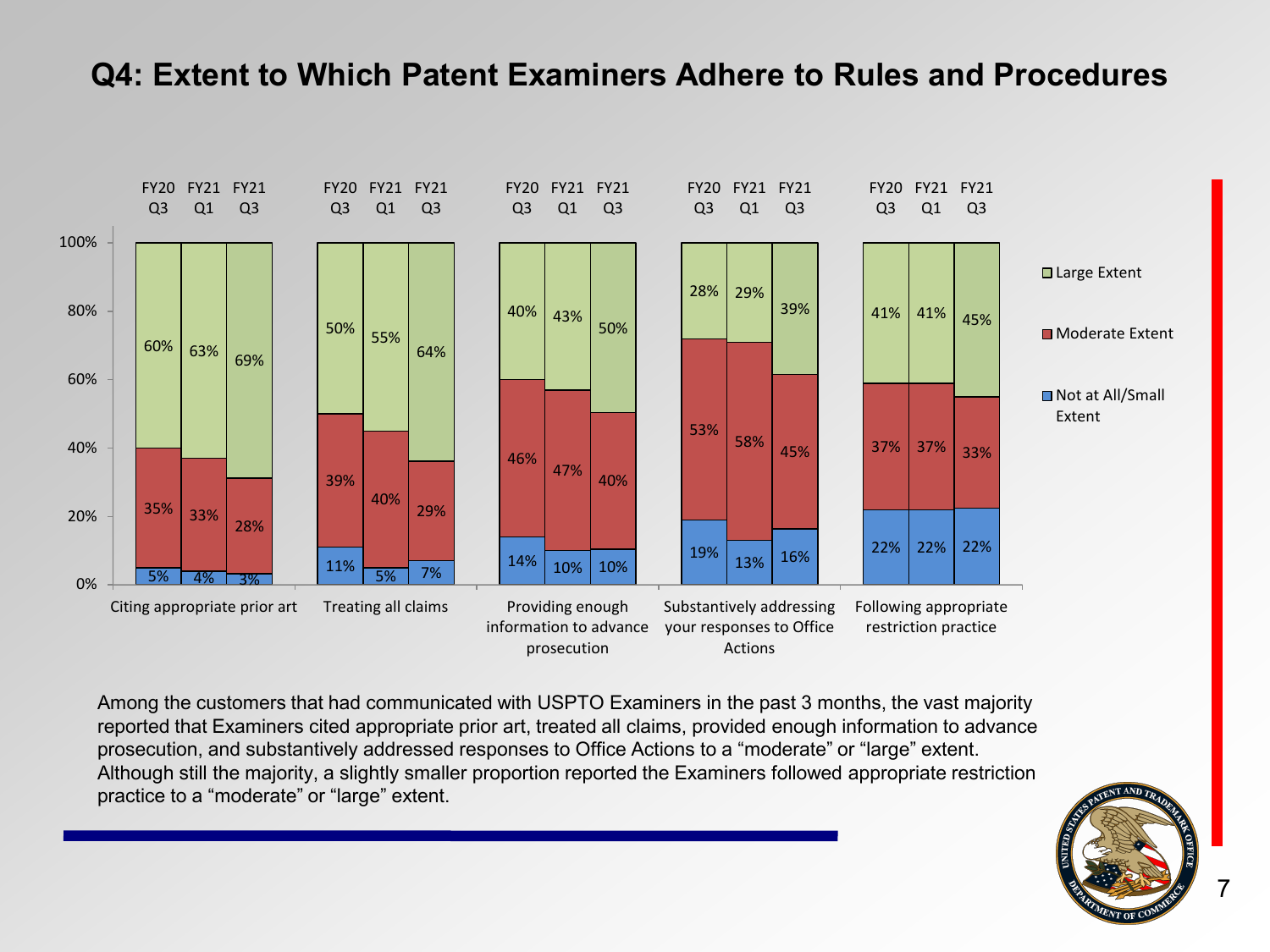# Q4: Extent to Which Patent Examiners Adhere to Rules and Procedures

| Category | Period | Not at All/Small Extent | Moderate Extent | Large Extent |
|---|---|---|---|---|
| Citing appropriate prior art | FY20 Q3 | 5% | 35% | 60% |
| | FY21 Q1 | 4% | 33% | 63% |
| | FY21 Q3 | 3% | 28% | 69% |
| Treating all claims | FY20 Q3 | 11% | 39% | 50% |
| | FY21 Q1 | 5% | 40% | 55% |
| | FY21 Q3 | 7% | 29% | 64% |
| Providing enough information to advance prosecution | FY20 Q3 | 14% | 46% | 40% |
| | FY21 Q1 | 10% | 47% | 43% |
| | FY21 Q3 | 10% | 40% | 50% |
| Substantively addressing your responses to Office Actions | FY20 Q3 | 19% | 53% | 28% |
| | FY21 Q1 | 13% | 58% | 29% |
| | FY21 Q3 | 16% | 45% | 39% |
| Following appropriate restriction practice | FY20 Q3 | 22% | 37% | 41% |
| | FY21 Q1 | 22% | 37% | 41% |
| | FY21 Q3 | 22% | 33% | 45% |

Among the customers that had communicated with USPTO Examiners in the past 3 months, the vast majority reported that Examiners cited appropriate prior art, treated all claims, provided enough information to advance prosecution, and substantively addressed responses to Office Actions to a "moderate" or "large" extent. Although still the majority, a slightly smaller proportion reported the Examiners followed appropriate restriction practice to a "moderate" or "large" extent.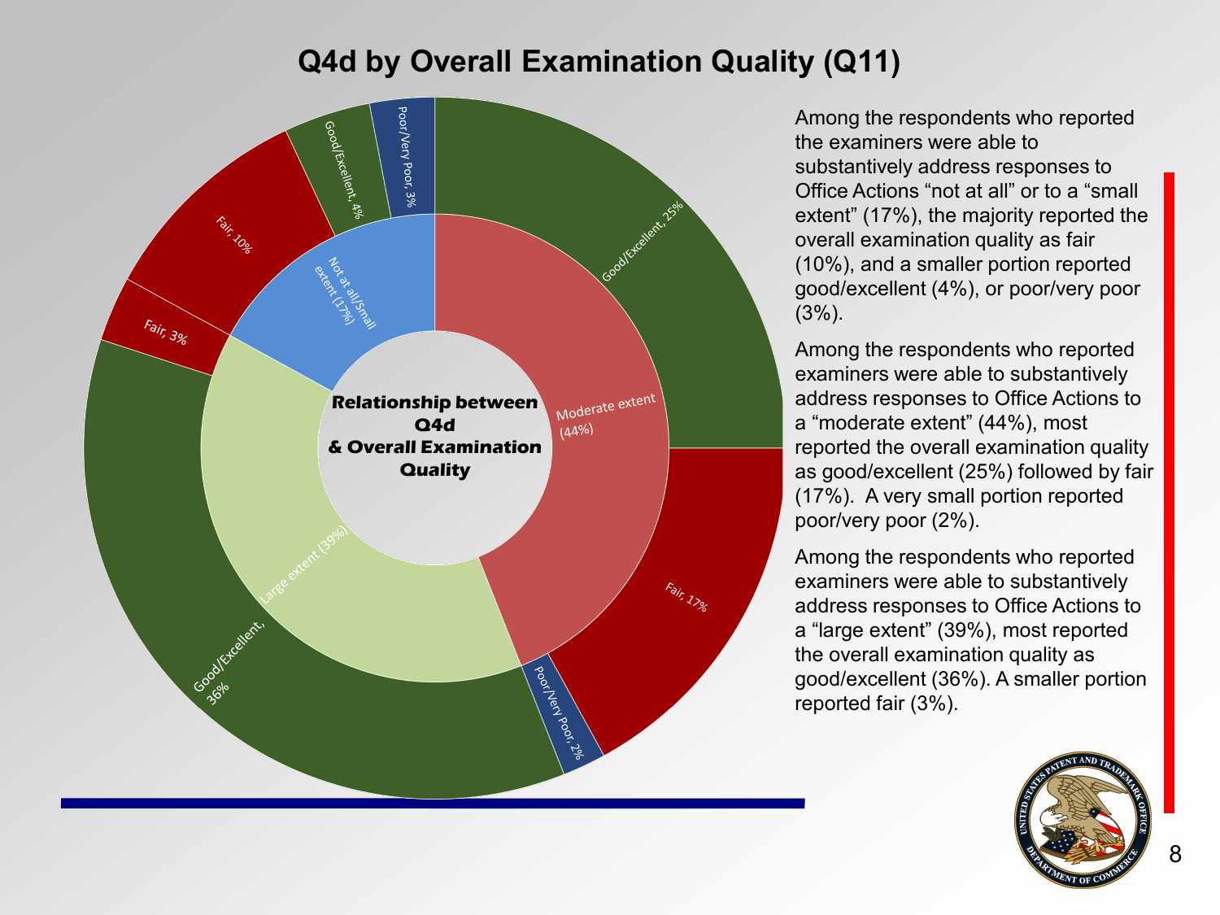# Q4d by Overall Examination Quality (Q11)

**Relationship between Q4d & Overall Examination Quality**

| Q4d | Overall Examination Quality | Percent |
| --- | --- | --- |
| Not at all/Small extent (17%) | Fair | 10% |
| | Good/Excellent | 4% |
| | Poor/Very Poor | 3% |
| Moderate extent (44%) | Good/Excellent | 25% |
| | Fair | 17% |
| | Poor/Very Poor | 2% |
| Large extent (39%) | Good/Excellent | 36% |
| | Fair | 3% |

Among the respondents who reported the examiners were able to substantively address responses to Office Actions "not at all" or to a "small extent" (17%), the majority reported the overall examination quality as fair (10%), and a smaller portion reported good/excellent (4%), or poor/very poor (3%).

Among the respondents who reported examiners were able to substantively address responses to Office Actions to a "moderate extent" (44%), most reported the overall examination quality as good/excellent (25%) followed by fair (17%). A very small portion reported poor/very poor (2%).

Among the respondents who reported examiners were able to substantively address responses to Office Actions to a "large extent" (39%), most reported the overall examination quality as good/excellent (36%). A smaller portion reported fair (3%).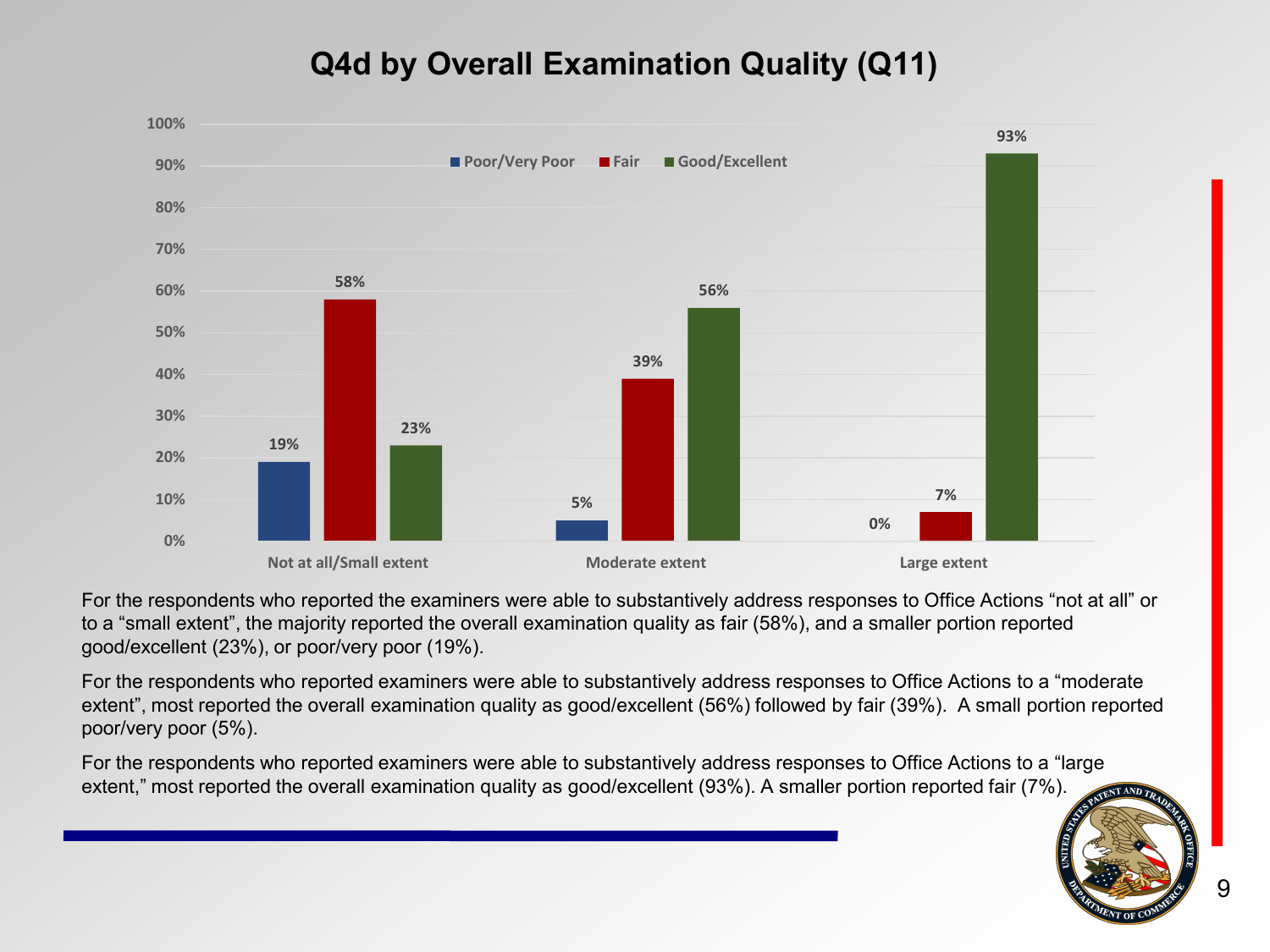# Q4d by Overall Examination Quality (Q11)

| | Poor/Very Poor | Fair | Good/Excellent |
|---|---|---|---|
| Not at all/Small extent | 19% | 58% | 23% |
| Moderate extent | 5% | 39% | 56% |
| Large extent | 0% | 7% | 93% |

For the respondents who reported the examiners were able to substantively address responses to Office Actions "not at all" or to a "small extent", the majority reported the overall examination quality as fair (58%), and a smaller portion reported good/excellent (23%), or poor/very poor (19%).

For the respondents who reported examiners were able to substantively address responses to Office Actions to a "moderate extent", most reported the overall examination quality as good/excellent (56%) followed by fair (39%). A small portion reported poor/very poor (5%).

For the respondents who reported examiners were able to substantively address responses to Office Actions to a "large extent," most reported the overall examination quality as good/excellent (93%). A smaller portion reported fair (7%).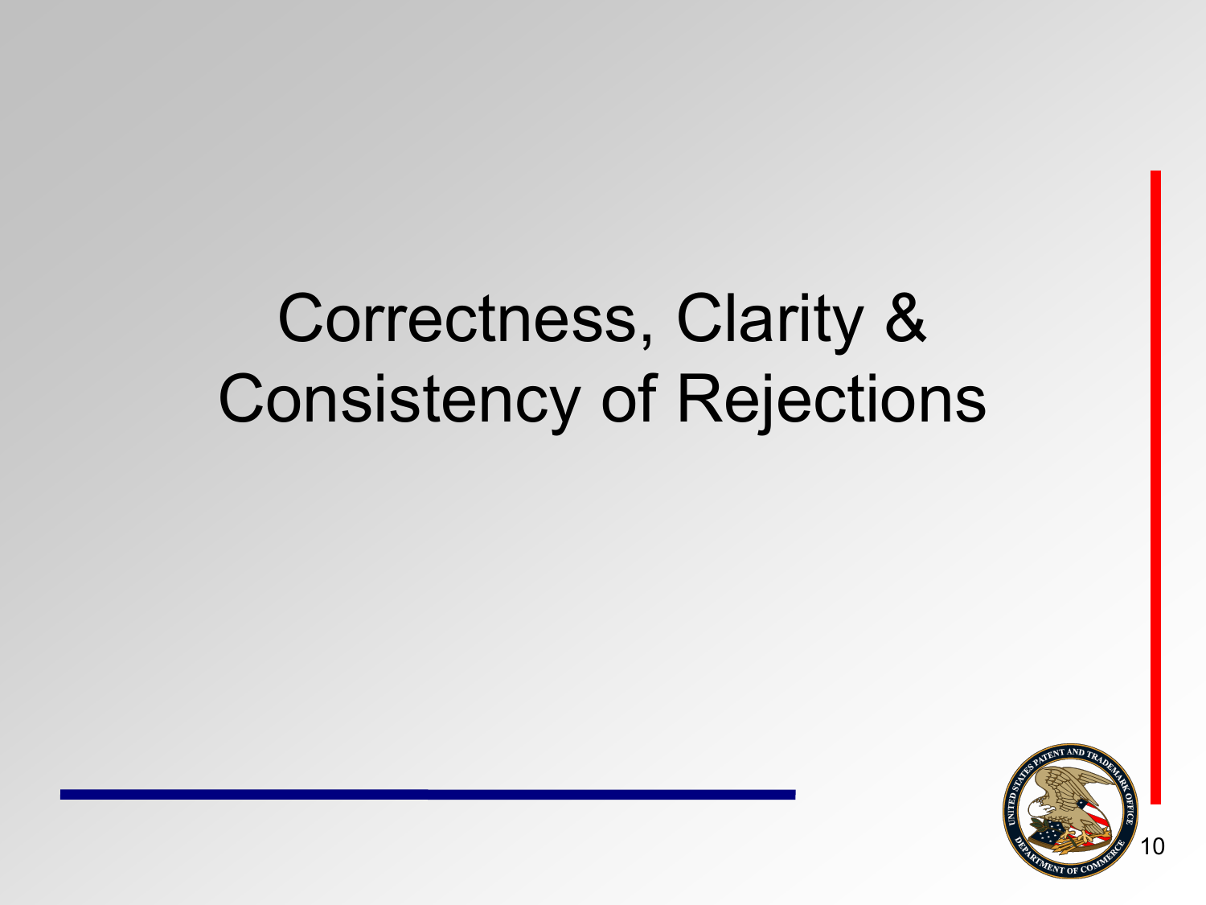# Correctness, Clarity & Consistency of Rejections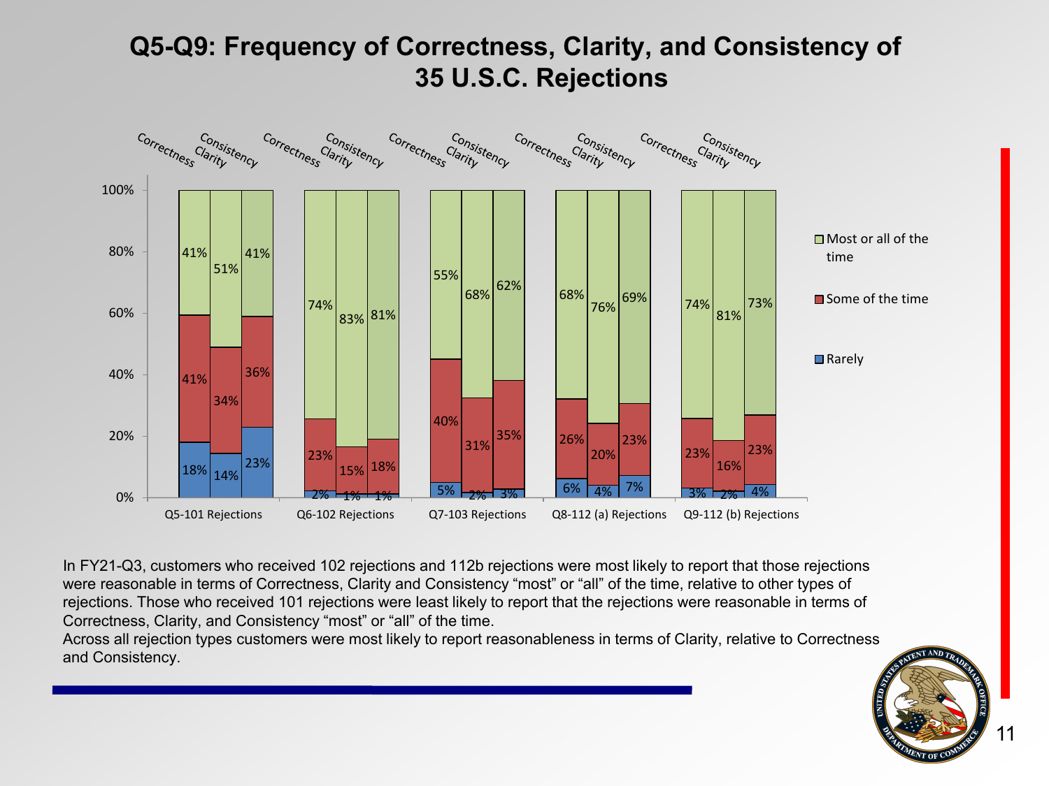# Q5-Q9: Frequency of Correctness, Clarity, and Consistency of 35 U.S.C. Rejections

| | Correctness: Rarely | Correctness: Some of the time | Correctness: Most or all of the time | Clarity: Rarely | Clarity: Some of the time | Clarity: Most or all of the time | Consistency: Rarely | Consistency: Some of the time | Consistency: Most or all of the time |
|---|---|---|---|---|---|---|---|---|---|
| Q5-101 Rejections | 18% | 41% | 41% | 14% | 34% | 51% | 23% | 36% | 41% |
| Q6-102 Rejections | 2% | 23% | 74% | 1% | 15% | 83% | 1% | 18% | 81% |
| Q7-103 Rejections | 5% | 40% | 55% | 2% | 31% | 68% | 3% | 35% | 62% |
| Q8-112 (a) Rejections | 6% | 26% | 68% | 4% | 20% | 76% | 7% | 23% | 69% |
| Q9-112 (b) Rejections | 3% | 23% | 74% | 2% | 16% | 81% | 4% | 23% | 73% |

In FY21-Q3, customers who received 102 rejections and 112b rejections were most likely to report that those rejections were reasonable in terms of Correctness, Clarity and Consistency "most" or "all" of the time, relative to other types of rejections. Those who received 101 rejections were least likely to report that the rejections were reasonable in terms of Correctness, Clarity, and Consistency "most" or "all" of the time.

Across all rejection types customers were most likely to report reasonableness in terms of Clarity, relative to Correctness and Consistency.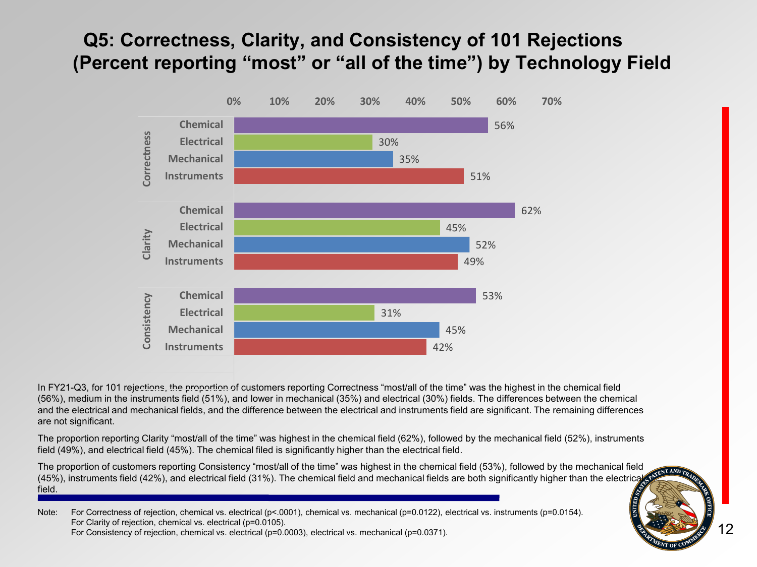# Q5: Correctness, Clarity, and Consistency of 101 Rejections (Percent reporting "most" or "all of the time") by Technology Field

| Category | Field | Percent |
|---|---|---|
| Correctness | Chemical | 56% |
| | Electrical | 30% |
| | Mechanical | 35% |
| | Instruments | 51% |
| Clarity | Chemical | 62% |
| | Electrical | 45% |
| | Mechanical | 52% |
| | Instruments | 49% |
| Consistency | Chemical | 53% |
| | Electrical | 31% |
| | Mechanical | 45% |
| | Instruments | 42% |

In FY21-Q3, for 101 rejections, the proportion of customers reporting Correctness "most/all of the time" was the highest in the chemical field (56%), medium in the instruments field (51%), and lower in mechanical (35%) and electrical (30%) fields. The differences between the chemical and the electrical and mechanical fields, and the difference between the electrical and instruments field are significant. The remaining differences are not significant.

The proportion reporting Clarity "most/all of the time" was highest in the chemical field (62%), followed by the mechanical field (52%), instruments field (49%), and electrical field (45%). The chemical filed is significantly higher than the electrical field.

The proportion of customers reporting Consistency "most/all of the time" was highest in the chemical field (53%), followed by the mechanical field (45%), instruments field (42%), and electrical field (31%). The chemical field and mechanical fields are both significantly higher than the electrical field.

Note: For Correctness of rejection, chemical vs. electrical ($p<.0001$), chemical vs. mechanical ($p=0.0122$), electrical vs. instruments ($p=0.0154$).
For Clarity of rejection, chemical vs. electrical ($p=0.0105$).
For Consistency of rejection, chemical vs. electrical ($p=0.0003$), electrical vs. mechanical ($p=0.0371$).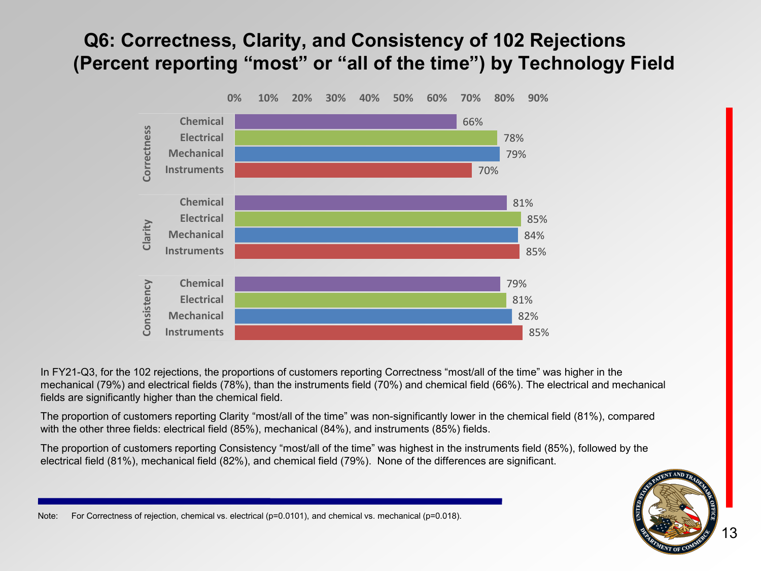# Q6: Correctness, Clarity, and Consistency of 102 Rejections (Percent reporting "most" or "all of the time") by Technology Field

| Category | Technology Field | Percent |
|---|---|---|
| Correctness | Chemical | 66% |
| | Electrical | 78% |
| | Mechanical | 79% |
| | Instruments | 70% |
| Clarity | Chemical | 81% |
| | Electrical | 85% |
| | Mechanical | 84% |
| | Instruments | 85% |
| Consistency | Chemical | 79% |
| | Electrical | 81% |
| | Mechanical | 82% |
| | Instruments | 85% |

In FY21-Q3, for the 102 rejections, the proportions of customers reporting Correctness "most/all of the time" was higher in the mechanical (79%) and electrical fields (78%), than the instruments field (70%) and chemical field (66%). The electrical and mechanical fields are significantly higher than the chemical field.

The proportion of customers reporting Clarity "most/all of the time" was non-significantly lower in the chemical field (81%), compared with the other three fields: electrical field (85%), mechanical (84%), and instruments (85%) fields.

The proportion of customers reporting Consistency "most/all of the time" was highest in the instruments field (85%), followed by the electrical field (81%), mechanical field (82%), and chemical field (79%). None of the differences are significant.

Note: For Correctness of rejection, chemical vs. electrical (p=0.0101), and chemical vs. mechanical (p=0.018).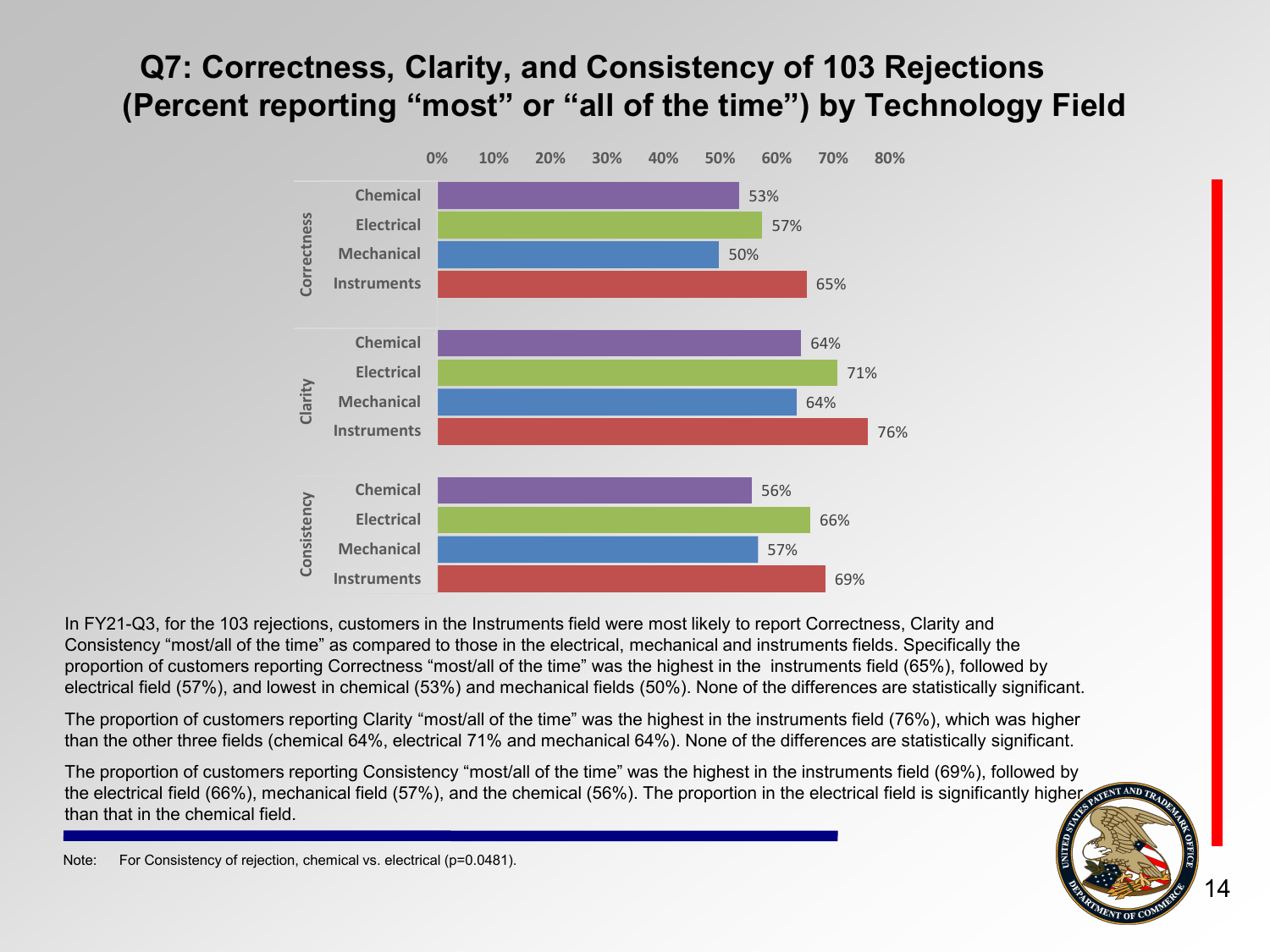# Q7: Correctness, Clarity, and Consistency of 103 Rejections (Percent reporting "most" or "all of the time") by Technology Field

| | Field | Percent |
|---|---|---|
| Correctness | Chemical | 53% |
| | Electrical | 57% |
| | Mechanical | 50% |
| | Instruments | 65% |
| Clarity | Chemical | 64% |
| | Electrical | 71% |
| | Mechanical | 64% |
| | Instruments | 76% |
| Consistency | Chemical | 56% |
| | Electrical | 66% |
| | Mechanical | 57% |
| | Instruments | 69% |

In FY21-Q3, for the 103 rejections, customers in the Instruments field were most likely to report Correctness, Clarity and Consistency "most/all of the time" as compared to those in the electrical, mechanical and instruments fields. Specifically the proportion of customers reporting Correctness "most/all of the time" was the highest in the instruments field (65%), followed by electrical field (57%), and lowest in chemical (53%) and mechanical fields (50%). None of the differences are statistically significant.

The proportion of customers reporting Clarity "most/all of the time" was the highest in the instruments field (76%), which was higher than the other three fields (chemical 64%, electrical 71% and mechanical 64%). None of the differences are statistically significant.

The proportion of customers reporting Consistency "most/all of the time" was the highest in the instruments field (69%), followed by the electrical field (66%), mechanical field (57%), and the chemical (56%). The proportion in the electrical field is significantly higher than that in the chemical field.

Note: For Consistency of rejection, chemical vs. electrical ($p=0.0481$).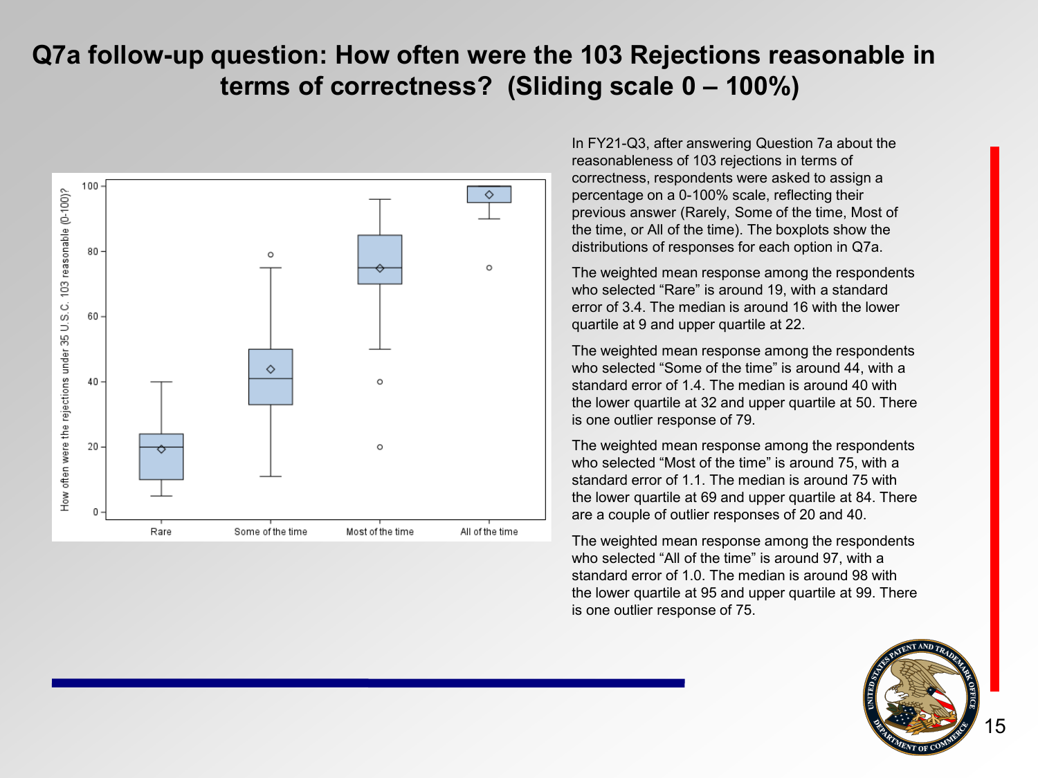# Q7a follow-up question: How often were the 103 Rejections reasonable in terms of correctness? (Sliding scale 0 – 100%)

In FY21-Q3, after answering Question 7a about the reasonableness of 103 rejections in terms of correctness, respondents were asked to assign a percentage on a 0-100% scale, reflecting their previous answer (Rarely, Some of the time, Most of the time, or All of the time). The boxplots show the distributions of responses for each option in Q7a.

The weighted mean response among the respondents who selected “Rare” is around 19, with a standard error of 3.4. The median is around 16 with the lower quartile at 9 and upper quartile at 22.

The weighted mean response among the respondents who selected “Some of the time” is around 44, with a standard error of 1.4. The median is around 40 with the lower quartile at 32 and upper quartile at 50. There is one outlier response of 79.

The weighted mean response among the respondents who selected “Most of the time” is around 75, with a standard error of 1.1. The median is around 75 with the lower quartile at 69 and upper quartile at 84. There are a couple of outlier responses of 20 and 40.

The weighted mean response among the respondents who selected “All of the time” is around 97, with a standard error of 1.0. The median is around 98 with the lower quartile at 95 and upper quartile at 99. There is one outlier response of 75.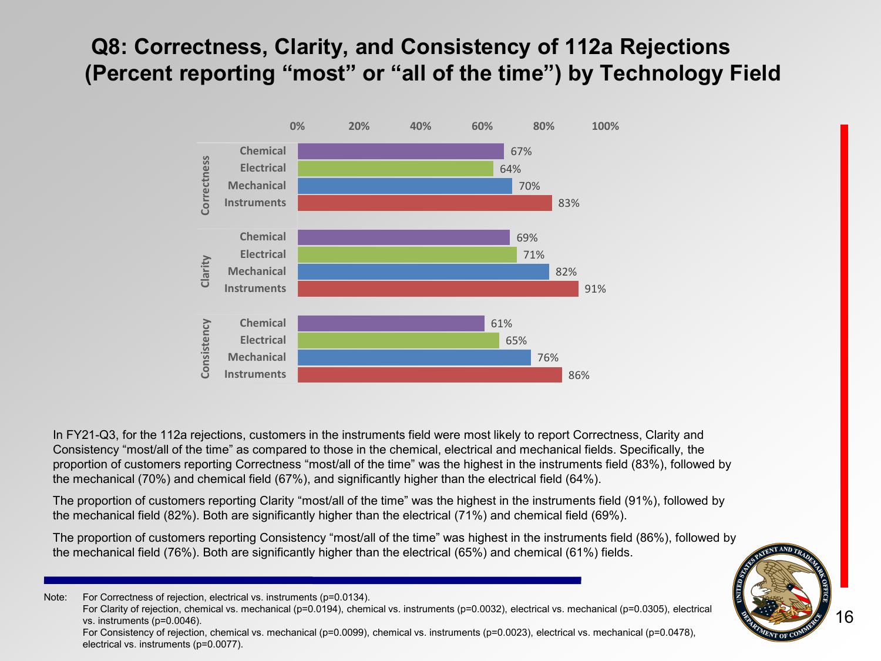# Q8: Correctness, Clarity, and Consistency of 112a Rejections (Percent reporting "most" or "all of the time") by Technology Field

| Category | Field | Percent |
|---|---|---|
| Correctness | Chemical | 67% |
| | Electrical | 64% |
| | Mechanical | 70% |
| | Instruments | 83% |
| Clarity | Chemical | 69% |
| | Electrical | 71% |
| | Mechanical | 82% |
| | Instruments | 91% |
| Consistency | Chemical | 61% |
| | Electrical | 65% |
| | Mechanical | 76% |
| | Instruments | 86% |

In FY21-Q3, for the 112a rejections, customers in the instruments field were most likely to report Correctness, Clarity and Consistency "most/all of the time" as compared to those in the chemical, electrical and mechanical fields. Specifically, the proportion of customers reporting Correctness "most/all of the time" was the highest in the instruments field (83%), followed by the mechanical (70%) and chemical field (67%), and significantly higher than the electrical field (64%).

The proportion of customers reporting Clarity "most/all of the time" was the highest in the instruments field (91%), followed by the mechanical field (82%). Both are significantly higher than the electrical (71%) and chemical field (69%).

The proportion of customers reporting Consistency "most/all of the time" was highest in the instruments field (86%), followed by the mechanical field (76%). Both are significantly higher than the electrical (65%) and chemical (61%) fields.

Note: For Correctness of rejection, electrical vs. instruments ($p=0.0134$).
For Clarity of rejection, chemical vs. mechanical ($p=0.0194$), chemical vs. instruments ($p=0.0032$), electrical vs. mechanical ($p=0.0305$), electrical vs. instruments ($p=0.0046$).
For Consistency of rejection, chemical vs. mechanical ($p=0.0099$), chemical vs. instruments ($p=0.0023$), electrical vs. mechanical ($p=0.0478$), electrical vs. instruments ($p=0.0077$).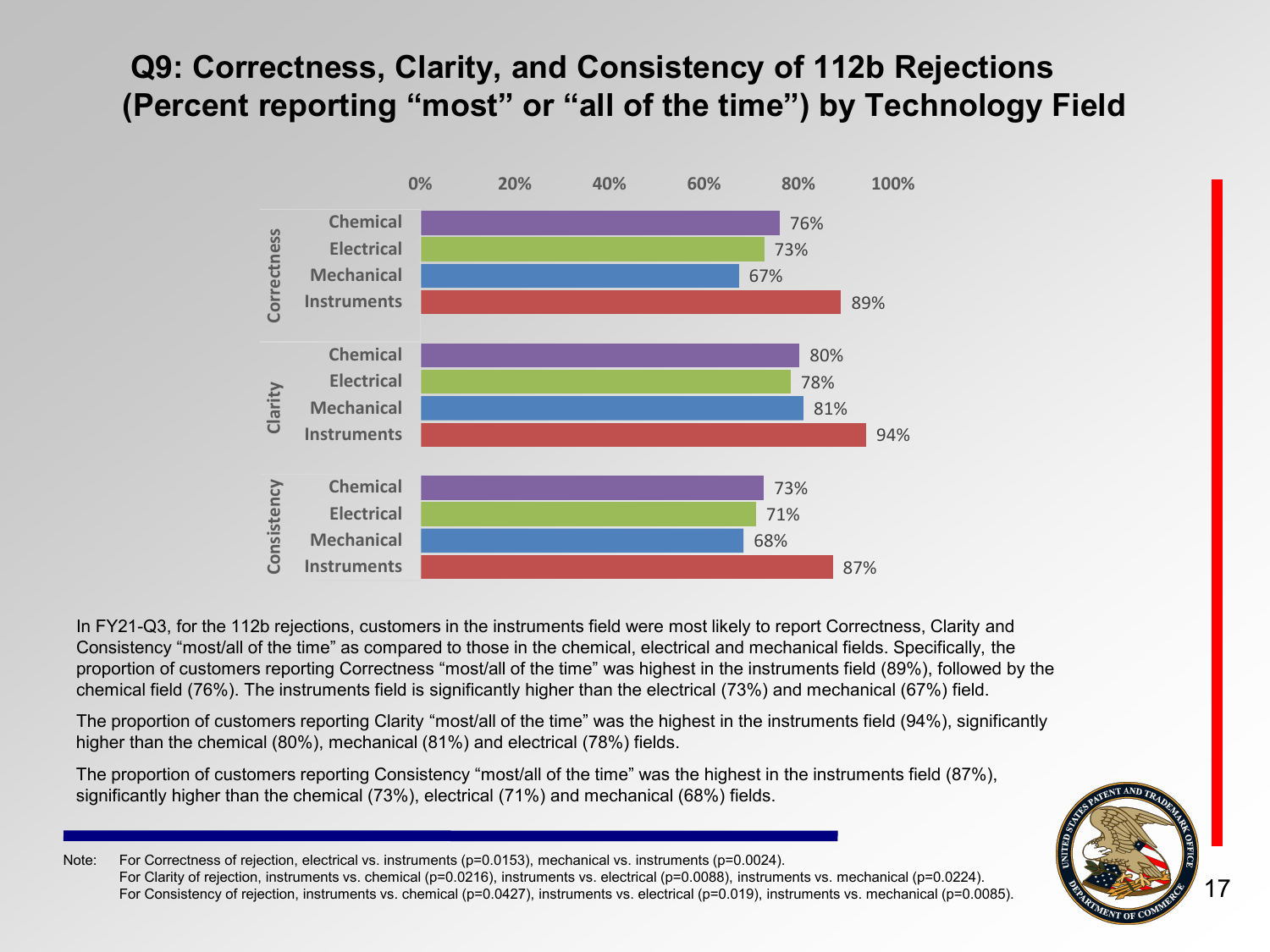# Q9: Correctness, Clarity, and Consistency of 112b Rejections (Percent reporting “most” or “all of the time”) by Technology Field

| | Field | Percent |
|---|---|---|
| Correctness | Chemical | 76% |
| | Electrical | 73% |
| | Mechanical | 67% |
| | Instruments | 89% |
| Clarity | Chemical | 80% |
| | Electrical | 78% |
| | Mechanical | 81% |
| | Instruments | 94% |
| Consistency | Chemical | 73% |
| | Electrical | 71% |
| | Mechanical | 68% |
| | Instruments | 87% |

In FY21-Q3, for the 112b rejections, customers in the instruments field were most likely to report Correctness, Clarity and Consistency “most/all of the time” as compared to those in the chemical, electrical and mechanical fields. Specifically, the proportion of customers reporting Correctness “most/all of the time” was highest in the instruments field (89%), followed by the chemical field (76%). The instruments field is significantly higher than the electrical (73%) and mechanical (67%) field.

The proportion of customers reporting Clarity “most/all of the time” was the highest in the instruments field (94%), significantly higher than the chemical (80%), mechanical (81%) and electrical (78%) fields.

The proportion of customers reporting Consistency “most/all of the time” was the highest in the instruments field (87%), significantly higher than the chemical (73%), electrical (71%) and mechanical (68%) fields.

Note: For Correctness of rejection, electrical vs. instruments ($p=0.0153$), mechanical vs. instruments ($p=0.0024$).
For Clarity of rejection, instruments vs. chemical ($p=0.0216$), instruments vs. electrical ($p=0.0088$), instruments vs. mechanical ($p=0.0224$).
For Consistency of rejection, instruments vs. chemical ($p=0.0427$), instruments vs. electrical ($p=0.019$), instruments vs. mechanical ($p=0.0085$).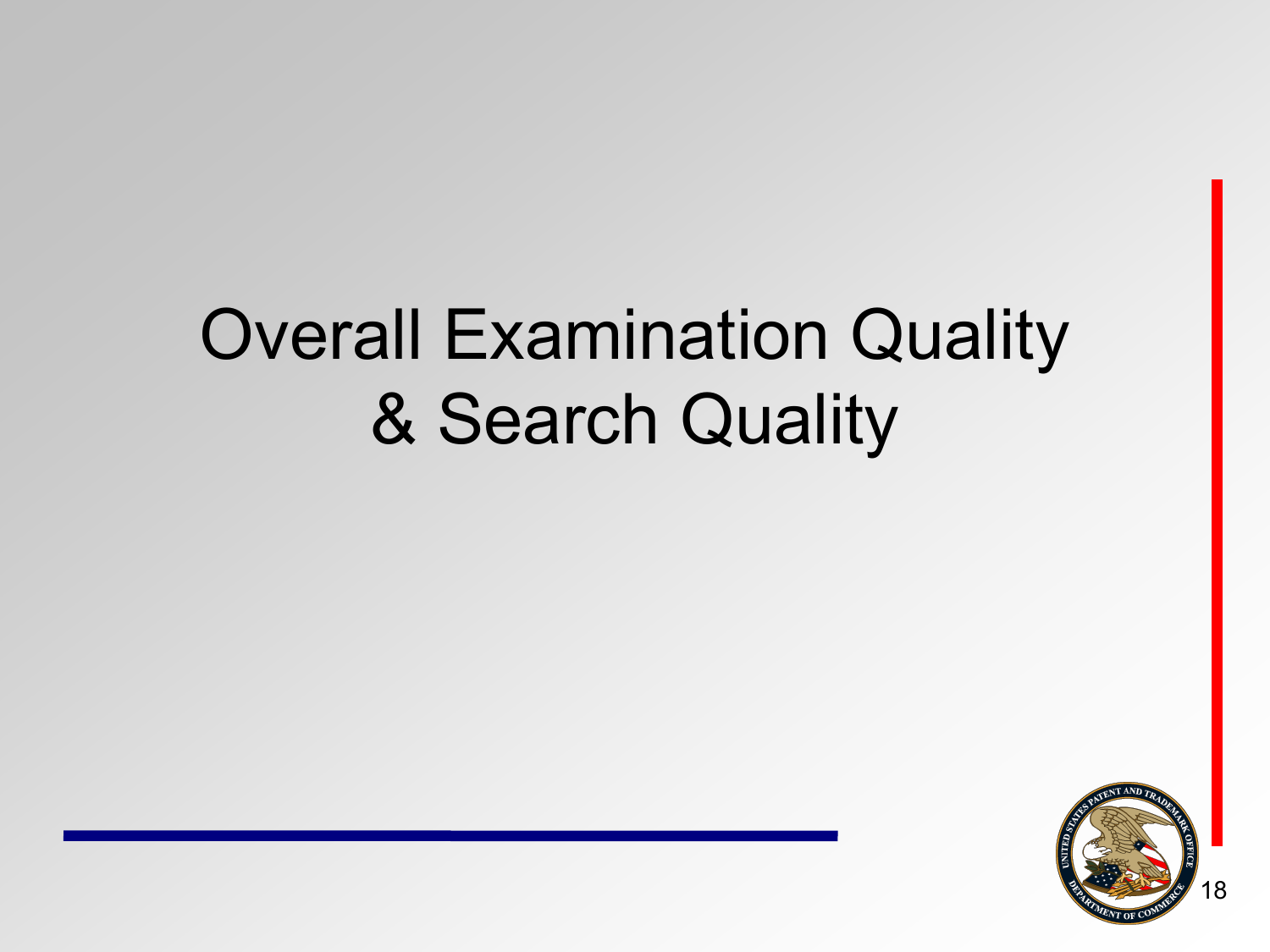# Overall Examination Quality & Search Quality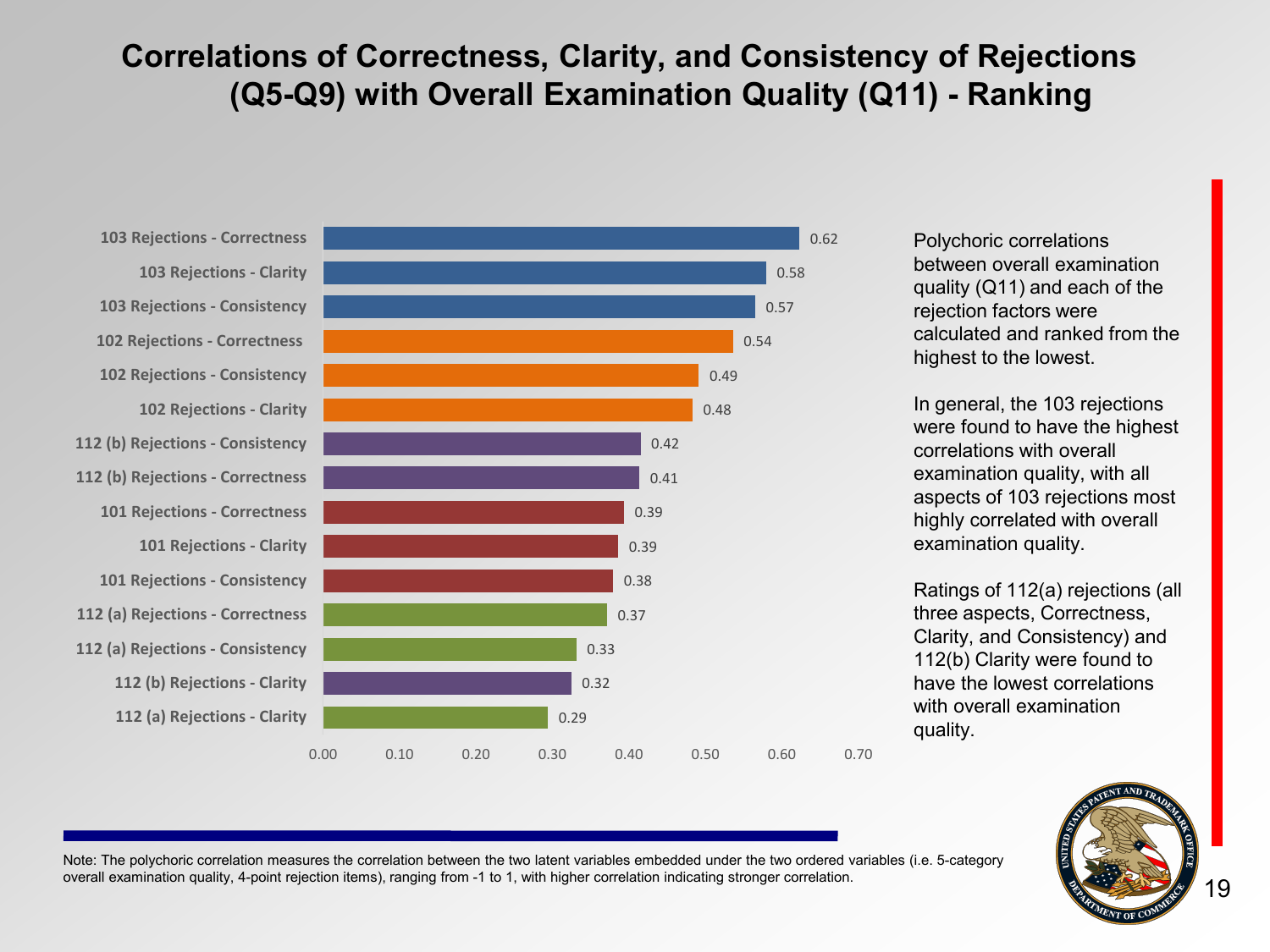# Correlations of Correctness, Clarity, and Consistency of Rejections (Q5-Q9) with Overall Examination Quality (Q11) - Ranking

| Rejection Factor | Correlation |
|---|---|
| 103 Rejections - Correctness | 0.62 |
| 103 Rejections - Clarity | 0.58 |
| 103 Rejections - Consistency | 0.57 |
| 102 Rejections - Correctness | 0.54 |
| 102 Rejections - Consistency | 0.49 |
| 102 Rejections - Clarity | 0.48 |
| 112 (b) Rejections - Consistency | 0.42 |
| 112 (b) Rejections - Correctness | 0.41 |
| 101 Rejections - Correctness | 0.39 |
| 101 Rejections - Clarity | 0.39 |
| 101 Rejections - Consistency | 0.38 |
| 112 (a) Rejections - Correctness | 0.37 |
| 112 (a) Rejections - Consistency | 0.33 |
| 112 (b) Rejections - Clarity | 0.32 |
| 112 (a) Rejections - Clarity | 0.29 |

Polychoric correlations between overall examination quality (Q11) and each of the rejection factors were calculated and ranked from the highest to the lowest.

In general, the 103 rejections were found to have the highest correlations with overall examination quality, with all aspects of 103 rejections most highly correlated with overall examination quality.

Ratings of 112(a) rejections (all three aspects, Correctness, Clarity, and Consistency) and 112(b) Clarity were found to have the lowest correlations with overall examination quality.

Note: The polychoric correlation measures the correlation between the two latent variables embedded under the two ordered variables (i.e. 5-category overall examination quality, 4-point rejection items), ranging from -1 to 1, with higher correlation indicating stronger correlation.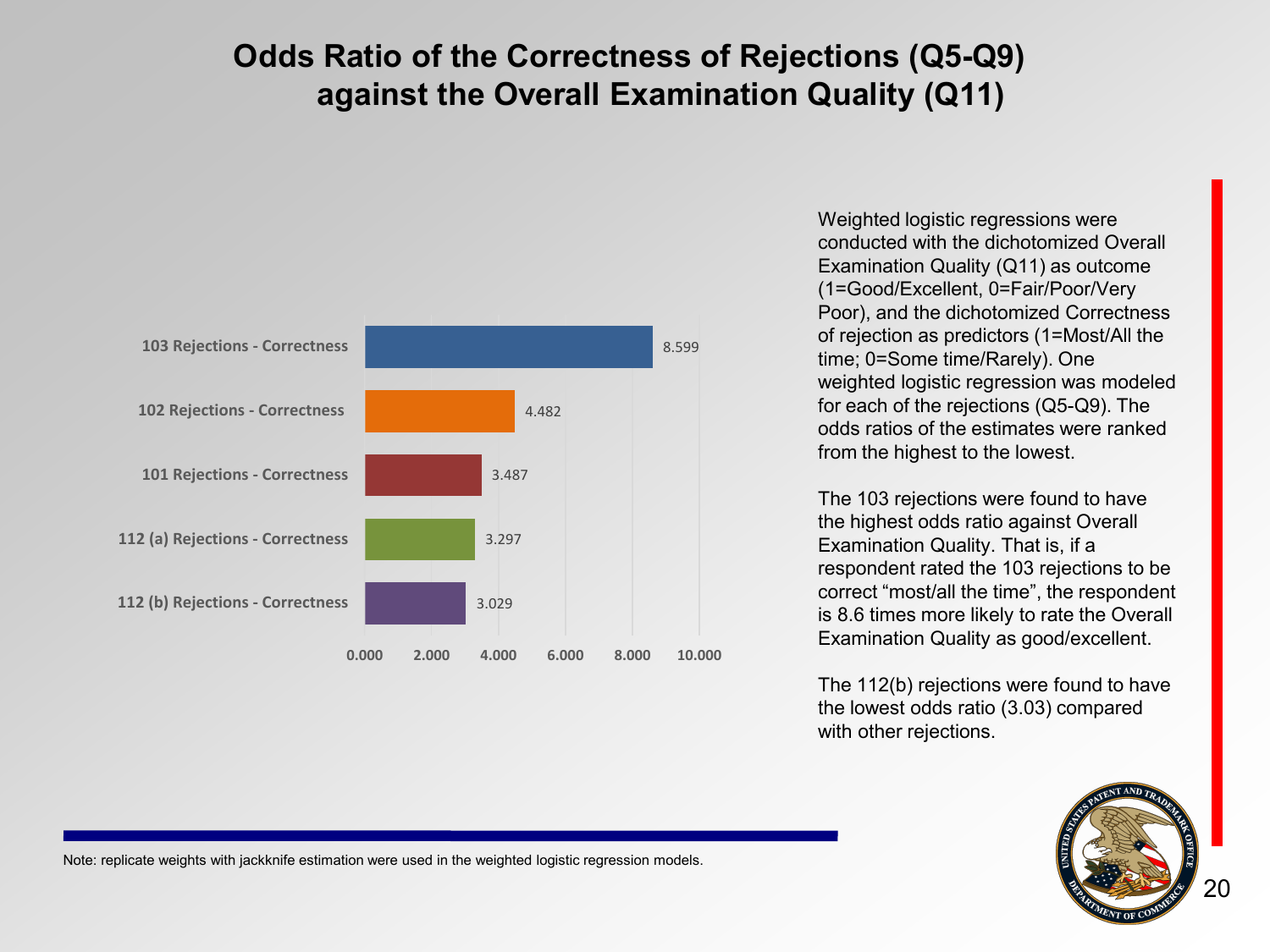# Odds Ratio of the Correctness of Rejections (Q5-Q9) against the Overall Examination Quality (Q11)

| Rejection | Odds Ratio |
|---|---|
| 103 Rejections - Correctness | 8.599 |
| 102 Rejections - Correctness | 4.482 |
| 101 Rejections - Correctness | 3.487 |
| 112 (a) Rejections - Correctness | 3.297 |
| 112 (b) Rejections - Correctness | 3.029 |

Weighted logistic regressions were conducted with the dichotomized Overall Examination Quality (Q11) as outcome (1=Good/Excellent, 0=Fair/Poor/Very Poor), and the dichotomized Correctness of rejection as predictors (1=Most/All the time; 0=Some time/Rarely). One weighted logistic regression was modeled for each of the rejections (Q5-Q9). The odds ratios of the estimates were ranked from the highest to the lowest.

The 103 rejections were found to have the highest odds ratio against Overall Examination Quality. That is, if a respondent rated the 103 rejections to be correct "most/all the time", the respondent is 8.6 times more likely to rate the Overall Examination Quality as good/excellent.

The 112(b) rejections were found to have the lowest odds ratio (3.03) compared with other rejections.

Note: replicate weights with jackknife estimation were used in the weighted logistic regression models.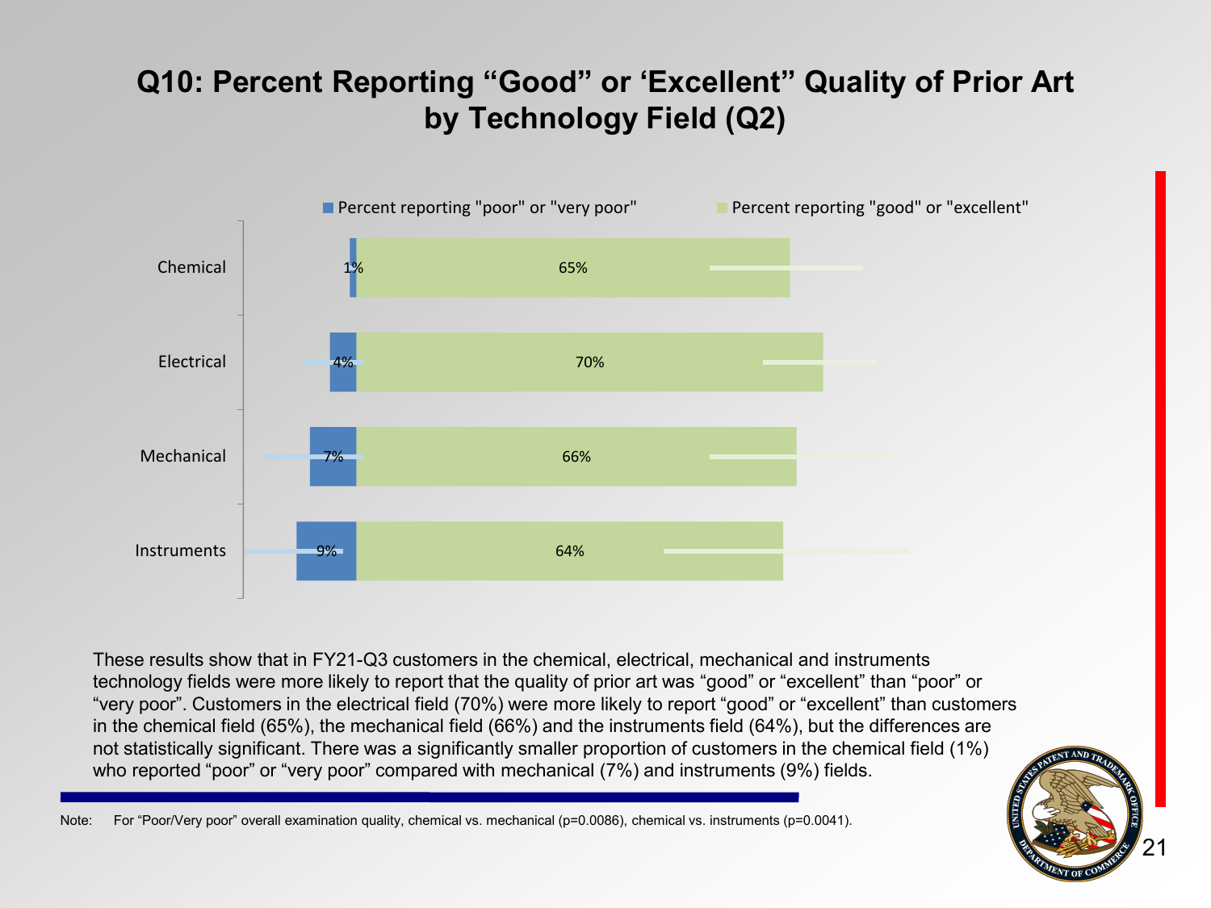# Q10: Percent Reporting "Good" or 'Excellent" Quality of Prior Art by Technology Field (Q2)

| Technology Field | Percent reporting "poor" or "very poor" | Percent reporting "good" or "excellent" |
|---|---|---|
| Chemical | 1% | 65% |
| Electrical | 4% | 70% |
| Mechanical | 7% | 66% |
| Instruments | 9% | 64% |

These results show that in FY21-Q3 customers in the chemical, electrical, mechanical and instruments technology fields were more likely to report that the quality of prior art was "good" or "excellent" than "poor" or "very poor". Customers in the electrical field (70%) were more likely to report "good" or "excellent" than customers in the chemical field (65%), the mechanical field (66%) and the instruments field (64%), but the differences are not statistically significant. There was a significantly smaller proportion of customers in the chemical field (1%) who reported "poor" or "very poor" compared with mechanical (7%) and instruments (9%) fields.

Note: For "Poor/Very poor" overall examination quality, chemical vs. mechanical ($p=0.0086$), chemical vs. instruments ($p=0.0041$).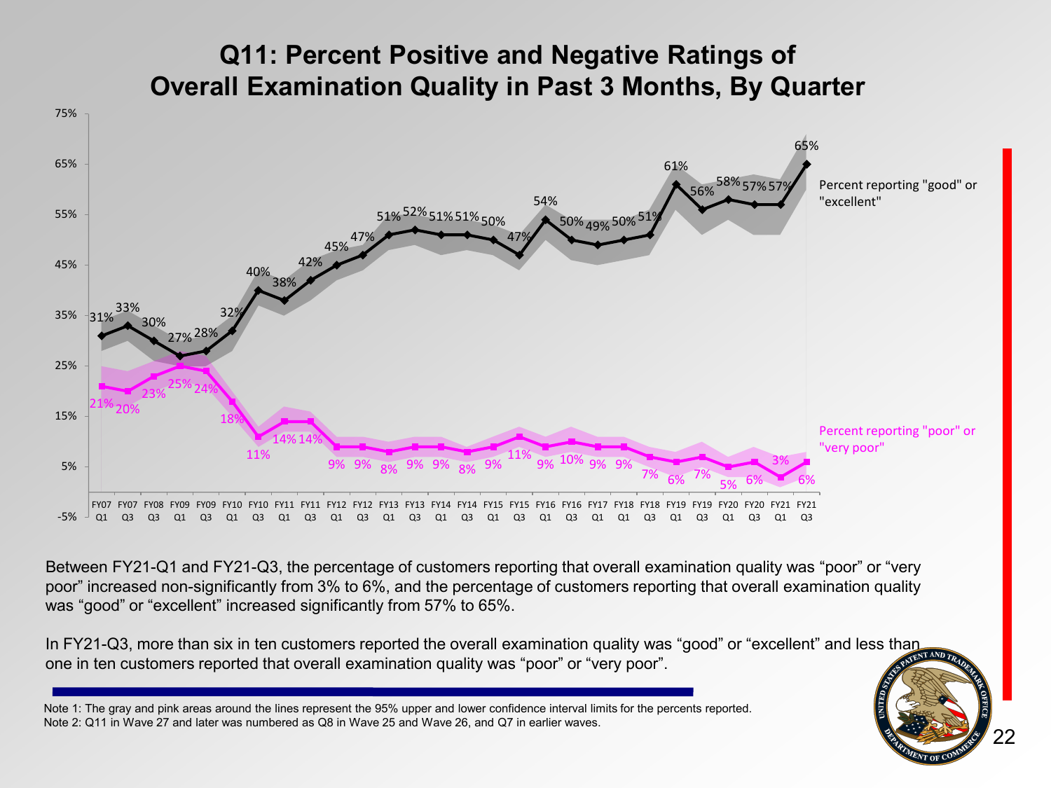# Q11: Percent Positive and Negative Ratings of Overall Examination Quality in Past 3 Months, By Quarter

| Quarter | Percent reporting "good" or "excellent" | Percent reporting "poor" or "very poor" |
| --- | --- | --- |
| FY07 Q1 | 31% | 21% |
| FY07 Q3 | 33% | 20% |
| FY08 Q3 | 30% | 23% |
| FY09 Q1 | 27% | 25% |
| FY09 Q3 | 28% | 24% |
| FY10 Q1 | 32% | 18% |
| FY10 Q3 | 40% | 11% |
| FY11 Q1 | 38% | 14% |
| FY11 Q3 | 42% | 14% |
| FY12 Q1 | 45% | 9% |
| FY12 Q3 | 47% | 9% |
| FY13 Q1 | 51% | 8% |
| FY13 Q3 | 52% | 9% |
| FY14 Q1 | 51% | 9% |
| FY14 Q3 | 51% | 8% |
| FY15 Q1 | 50% | 9% |
| FY15 Q3 | 47% | 11% |
| FY16 Q1 | 54% | 9% |
| FY16 Q3 | 50% | 10% |
| FY17 Q1 | 49% | 9% |
| FY18 Q1 | 50% | 9% |
| FY18 Q3 | 51% | 7% |
| FY19 Q1 | 61% | 6% |
| FY19 Q3 | 56% | 7% |
| FY20 Q1 | 58% | 5% |
| FY20 Q3 | 57% | 6% |
| FY21 Q1 | 57% | 3% |
| FY21 Q3 | 65% | 6% |

Between FY21-Q1 and FY21-Q3, the percentage of customers reporting that overall examination quality was "poor" or "very poor" increased non-significantly from 3% to 6%, and the percentage of customers reporting that overall examination quality was "good" or "excellent" increased significantly from 57% to 65%.

In FY21-Q3, more than six in ten customers reported the overall examination quality was "good" or "excellent" and less than one in ten customers reported that overall examination quality was "poor" or "very poor".

Note 1: The gray and pink areas around the lines represent the 95% upper and lower confidence interval limits for the percents reported.
Note 2: Q11 in Wave 27 and later was numbered as Q8 in Wave 25 and Wave 26, and Q7 in earlier waves.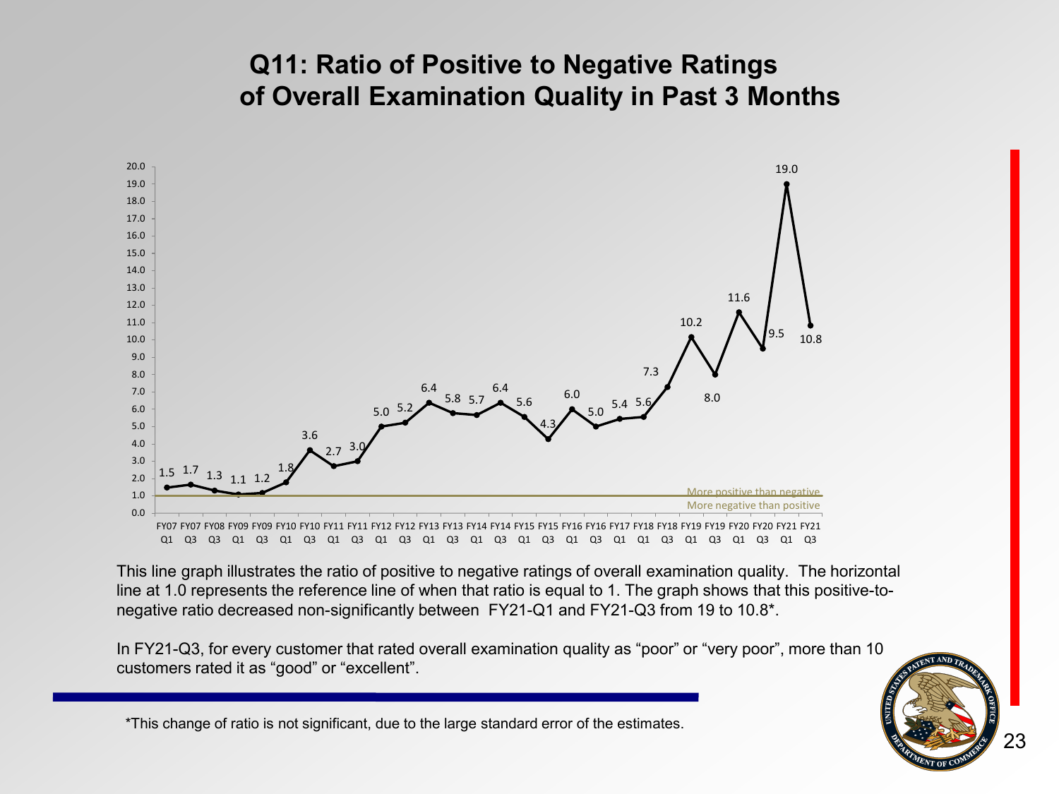# Q11: Ratio of Positive to Negative Ratings of Overall Examination Quality in Past 3 Months

| Period | Ratio |
|---|---|
| FY07 Q1 | 1.5 |
| FY07 Q3 | 1.7 |
| FY08 Q3 | 1.3 |
| FY09 Q1 | 1.1 |
| FY09 Q3 | 1.2 |
| FY10 Q1 | 1.8 |
| FY10 Q3 | 3.6 |
| FY11 Q1 | 2.7 |
| FY11 Q3 | 3.0 |
| FY12 Q1 | 5.0 |
| FY12 Q3 | 5.2 |
| FY13 Q1 | 6.4 |
| FY13 Q3 | 5.8 |
| FY14 Q1 | 5.7 |
| FY14 Q3 | 6.4 |
| FY15 Q1 | 5.6 |
| FY15 Q3 | 4.3 |
| FY16 Q1 | 6.0 |
| FY16 Q3 | 5.0 |
| FY17 Q1 | 5.4 |
| FY18 Q1 | 5.6 |
| FY18 Q3 | 7.3 |
| FY19 Q1 | 10.2 |
| FY19 Q3 | 8.0 |
| FY20 Q1 | 11.6 |
| FY20 Q3 | 9.5 |
| FY21 Q1 | 19.0 |
| FY21 Q3 | 10.8 |

Reference line at 1.0: More positive than negative (above) / More negative than positive (below)

This line graph illustrates the ratio of positive to negative ratings of overall examination quality. The horizontal line at 1.0 represents the reference line of when that ratio is equal to 1. The graph shows that this positive-to-negative ratio decreased non-significantly between FY21-Q1 and FY21-Q3 from 19 to 10.8*.

In FY21-Q3, for every customer that rated overall examination quality as "poor" or "very poor", more than 10 customers rated it as "good" or "excellent".

*This change of ratio is not significant, due to the large standard error of the estimates.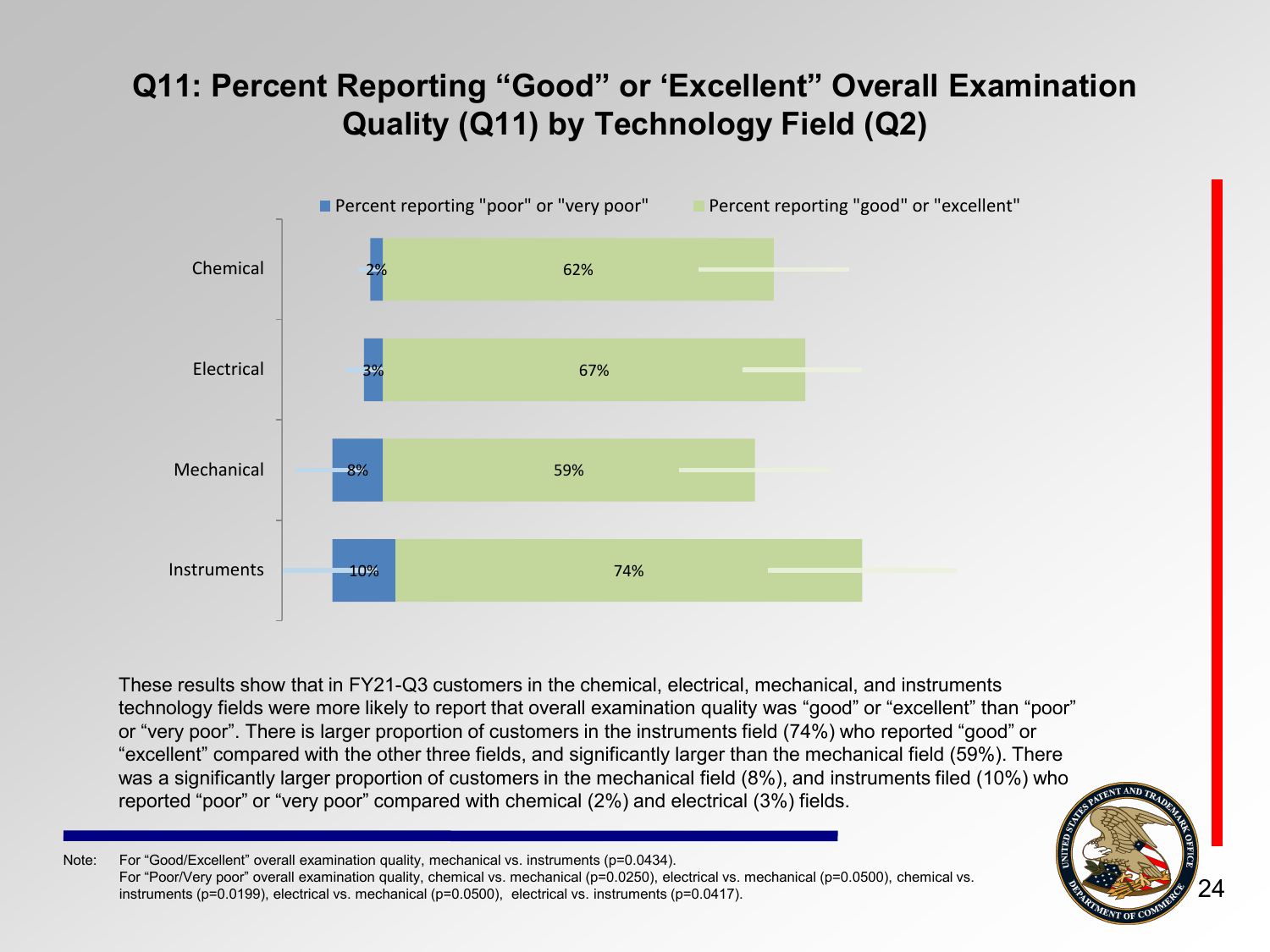# Q11: Percent Reporting "Good" or 'Excellent" Overall Examination Quality (Q11) by Technology Field (Q2)

| Technology Field | Percent reporting "poor" or "very poor" | Percent reporting "good" or "excellent" |
|---|---|---|
| Chemical | 2% | 62% |
| Electrical | 3% | 67% |
| Mechanical | 8% | 59% |
| Instruments | 10% | 74% |

These results show that in FY21-Q3 customers in the chemical, electrical, mechanical, and instruments technology fields were more likely to report that overall examination quality was "good" or "excellent" than "poor" or "very poor". There is larger proportion of customers in the instruments field (74%) who reported "good" or "excellent" compared with the other three fields, and significantly larger than the mechanical field (59%). There was a significantly larger proportion of customers in the mechanical field (8%), and instruments filed (10%) who reported "poor" or "very poor" compared with chemical (2%) and electrical (3%) fields.

Note: For "Good/Excellent" overall examination quality, mechanical vs. instruments (p=0.0434).
For "Poor/Very poor" overall examination quality, chemical vs. mechanical (p=0.0250), electrical vs. mechanical (p=0.0500), chemical vs. instruments (p=0.0199), electrical vs. mechanical (p=0.0500), electrical vs. instruments (p=0.0417).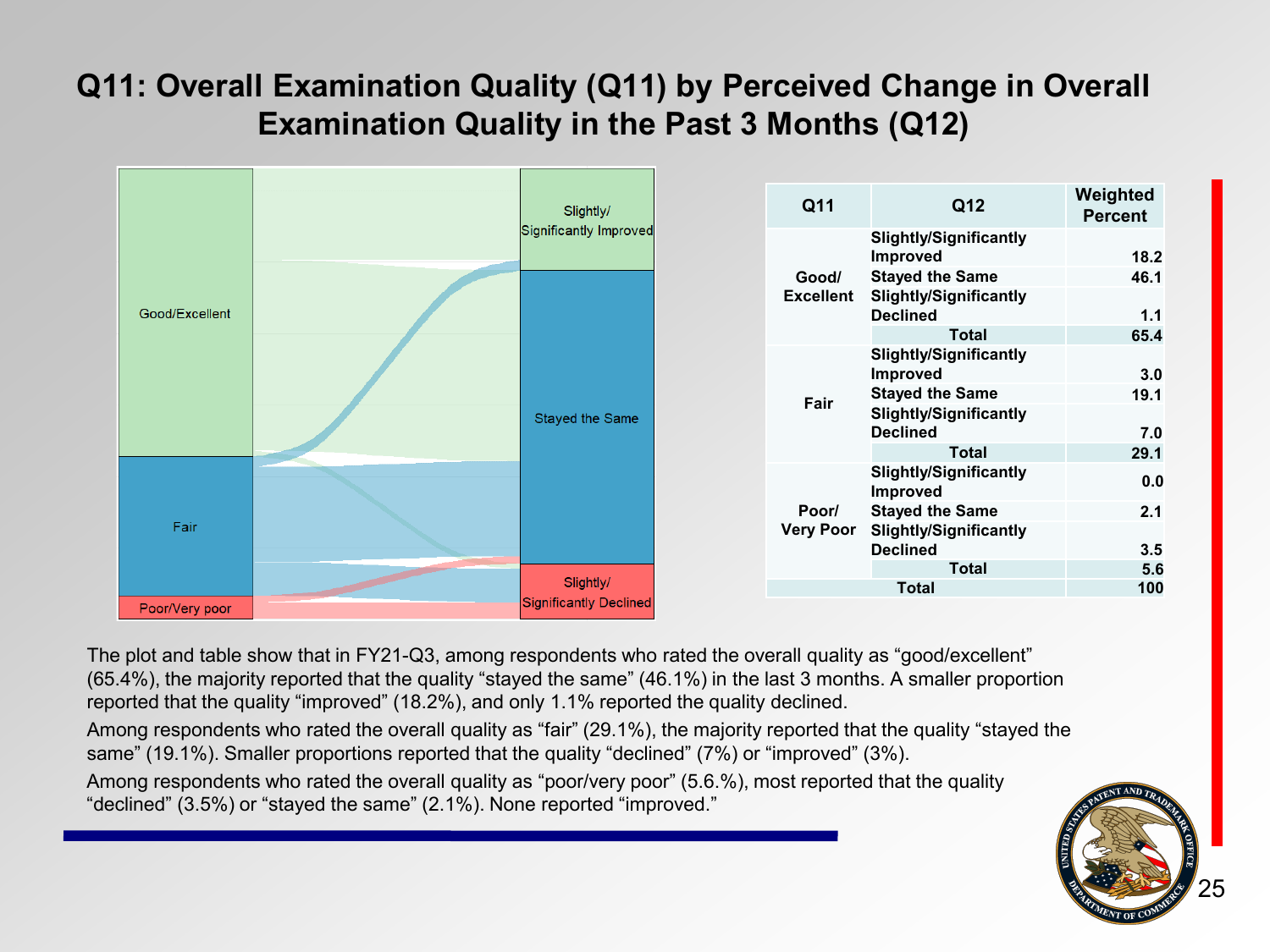# Q11: Overall Examination Quality (Q11) by Perceived Change in Overall Examination Quality in the Past 3 Months (Q12)

| Q11 | Q12 | Weighted Percent |
|---|---|---|
| Good/ Excellent | Slightly/Significantly Improved | 18.2 |
| | Stayed the Same | 46.1 |
| | Slightly/Significantly Declined | 1.1 |
| | Total | 65.4 |
| Fair | Slightly/Significantly Improved | 3.0 |
| | Stayed the Same | 19.1 |
| | Slightly/Significantly Declined | 7.0 |
| | Total | 29.1 |
| Poor/ Very Poor | Slightly/Significantly Improved | 0.0 |
| | Stayed the Same | 2.1 |
| | Slightly/Significantly Declined | 3.5 |
| | Total | 5.6 |
| Total | | 100 |

The plot and table show that in FY21-Q3, among respondents who rated the overall quality as "good/excellent" (65.4%), the majority reported that the quality "stayed the same" (46.1%) in the last 3 months. A smaller proportion reported that the quality "improved" (18.2%), and only 1.1% reported the quality declined.

Among respondents who rated the overall quality as "fair" (29.1%), the majority reported that the quality "stayed the same" (19.1%). Smaller proportions reported that the quality "declined" (7%) or "improved" (3%).

Among respondents who rated the overall quality as "poor/very poor" (5.6.%), most reported that the quality "declined" (3.5%) or "stayed the same" (2.1%). None reported "improved."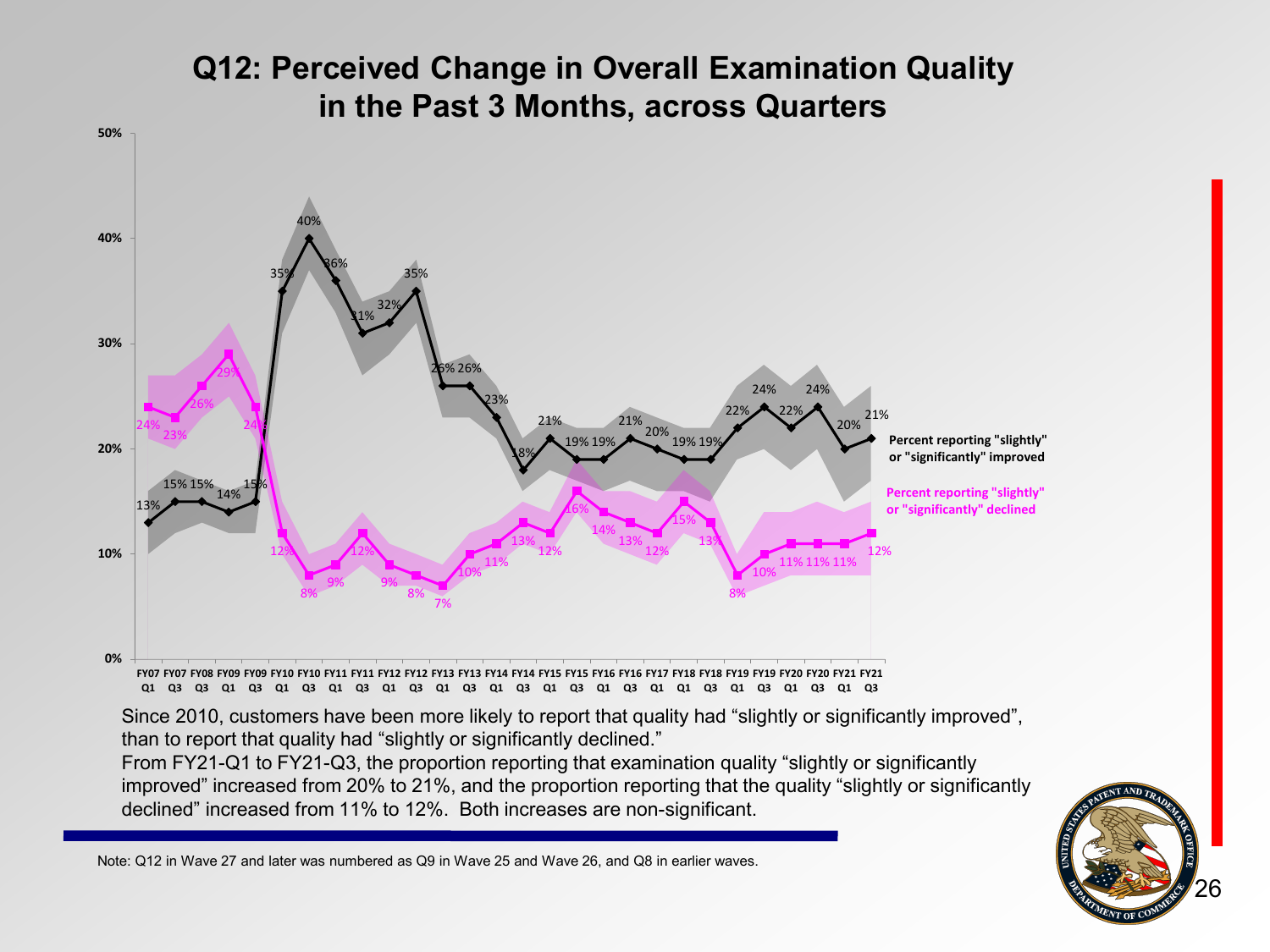# Q12: Perceived Change in Overall Examination Quality in the Past 3 Months, across Quarters

| Quarter | Percent reporting "slightly" or "significantly" improved | Percent reporting "slightly" or "significantly" declined |
|---|---|---|
| FY07 Q1 | 13% | 24% |
| FY07 Q3 | 15% | 23% |
| FY08 Q3 | 15% | 26% |
| FY09 Q1 | 14% | 29% |
| FY09 Q3 | 15% | 24% |
| FY10 Q1 | 35% | 12% |
| FY10 Q3 | 40% | 8% |
| FY11 Q1 | 36% | 9% |
| FY11 Q3 | 31% | 12% |
| FY12 Q1 | 32% | 9% |
| FY12 Q3 | 35% | 8% |
| FY13 Q1 | 26% | 7% |
| FY13 Q3 | 26% | 10% |
| FY14 Q1 | 23% | 11% |
| FY14 Q3 | 18% | 13% |
| FY15 Q1 | 21% | 12% |
| FY15 Q3 | 19% | 16% |
| FY16 Q1 | 19% | 14% |
| FY16 Q3 | 21% | 13% |
| FY17 Q1 | 20% | 12% |
| FY18 Q1 | 19% | 15% |
| FY18 Q3 | 19% | 13% |
| FY19 Q1 | 22% | 8% |
| FY19 Q3 | 24% | 10% |
| FY20 Q1 | 22% | 11% |
| FY20 Q3 | 24% | 11% |
| FY21 Q1 | 20% | 11% |
| FY21 Q3 | 21% | 12% |

Since 2010, customers have been more likely to report that quality had "slightly or significantly improved", than to report that quality had "slightly or significantly declined."

From FY21-Q1 to FY21-Q3, the proportion reporting that examination quality "slightly or significantly improved" increased from 20% to 21%, and the proportion reporting that the quality "slightly or significantly declined" increased from 11% to 12%. Both increases are non-significant.

Note: Q12 in Wave 27 and later was numbered as Q9 in Wave 25 and Wave 26, and Q8 in earlier waves.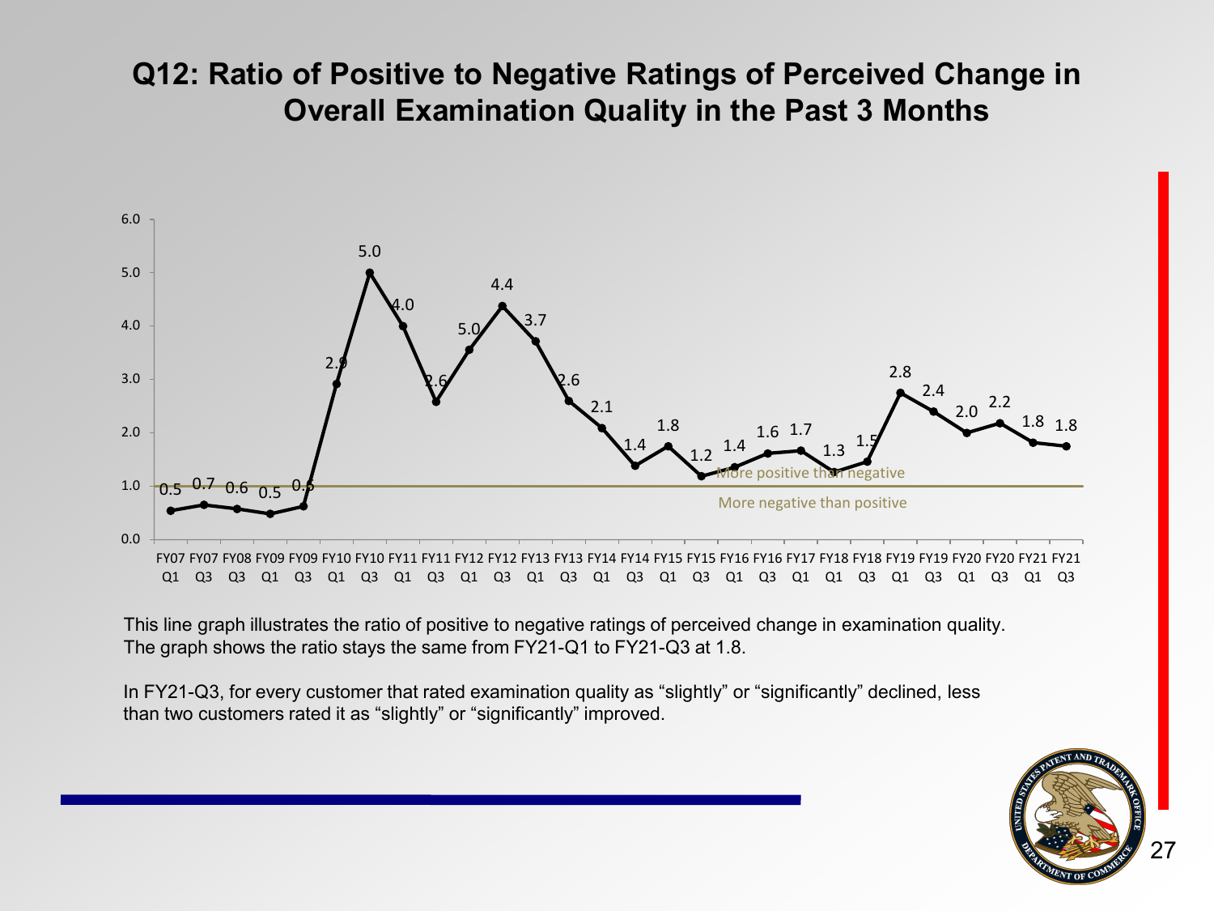# Q12: Ratio of Positive to Negative Ratings of Perceived Change in Overall Examination Quality in the Past 3 Months

| Period | Ratio |
|---|---|
| FY07 Q1 | 0.5 |
| FY07 Q3 | 0.7 |
| FY08 Q3 | 0.6 |
| FY09 Q1 | 0.5 |
| FY09 Q3 | 0.6 |
| FY10 Q1 | 2.9 |
| FY10 Q3 | 5.0 |
| FY11 Q1 | 4.0 |
| FY11 Q3 | 2.6 |
| FY12 Q1 | 5.0 |
| FY12 Q3 | 4.4 |
| FY13 Q1 | 3.7 |
| FY13 Q3 | 2.6 |
| FY14 Q1 | 2.1 |
| FY14 Q3 | 1.4 |
| FY15 Q1 | 1.8 |
| FY15 Q3 | 1.2 |
| FY16 Q1 | 1.4 |
| FY16 Q3 | 1.6 |
| FY17 Q1 | 1.7 |
| FY18 Q1 | 1.3 |
| FY18 Q3 | 1.5 |
| FY19 Q1 | 2.8 |
| FY19 Q3 | 2.4 |
| FY20 Q1 | 2.0 |
| FY20 Q3 | 2.2 |
| FY21 Q1 | 1.8 |
| FY21 Q3 | 1.8 |

Above 1.0: More positive than negative
Below 1.0: More negative than positive

This line graph illustrates the ratio of positive to negative ratings of perceived change in examination quality. The graph shows the ratio stays the same from FY21-Q1 to FY21-Q3 at 1.8.

In FY21-Q3, for every customer that rated examination quality as "slightly" or "significantly" declined, less than two customers rated it as "slightly" or "significantly" improved.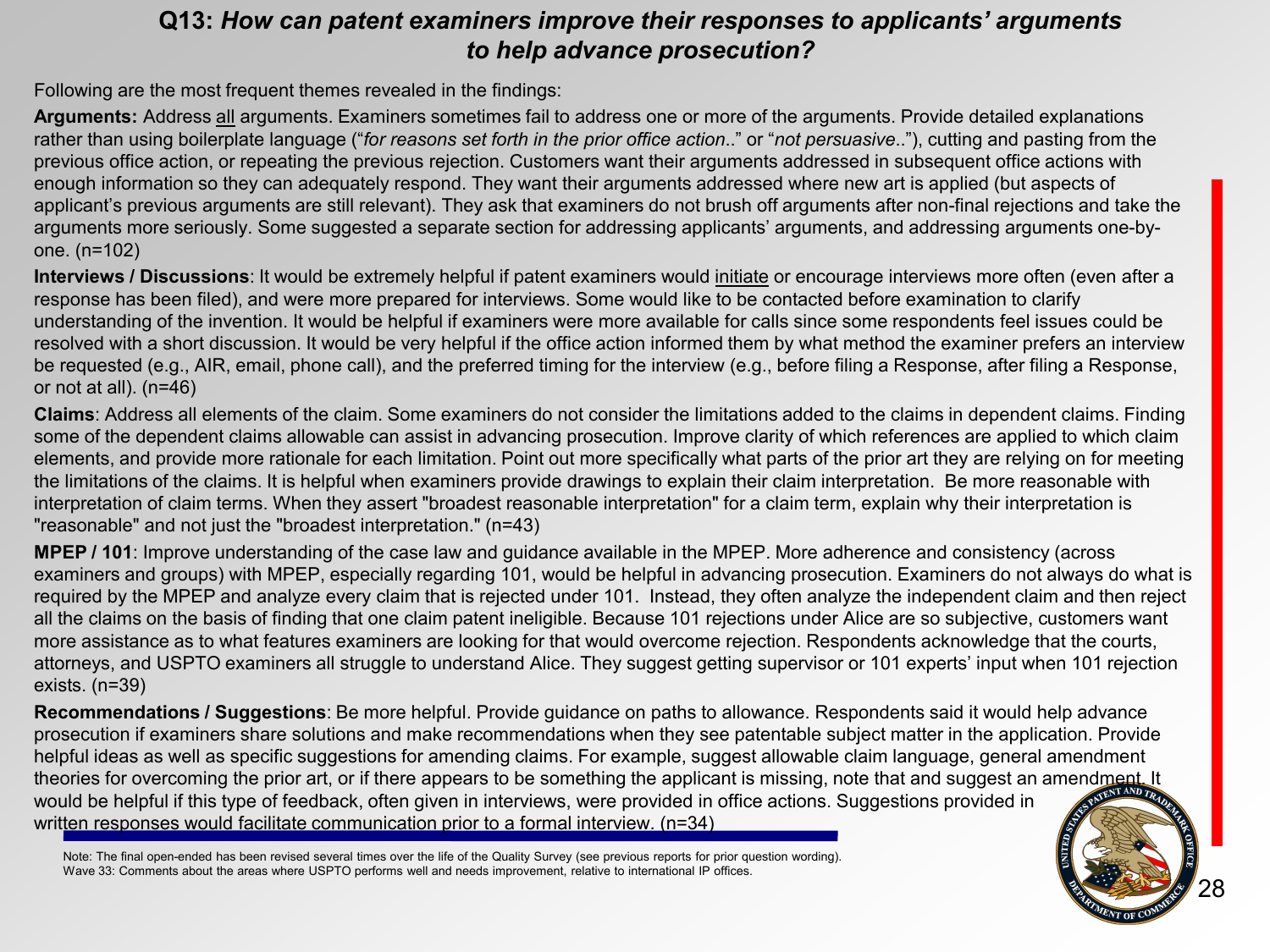# Q13: *How can patent examiners improve their responses to applicants' arguments to help advance prosecution?*

Following are the most frequent themes revealed in the findings:

**Arguments:** Address <u>all</u> arguments. Examiners sometimes fail to address one or more of the arguments. Provide detailed explanations rather than using boilerplate language ("*for reasons set forth in the prior office action*.." or "*not persuasive*.."), cutting and pasting from the previous office action, or repeating the previous rejection. Customers want their arguments addressed in subsequent office actions with enough information so they can adequately respond. They want their arguments addressed where new art is applied (but aspects of applicant's previous arguments are still relevant). They ask that examiners do not brush off arguments after non-final rejections and take the arguments more seriously. Some suggested a separate section for addressing applicants' arguments, and addressing arguments one-by-one. (n=102)

**Interviews / Discussions**: It would be extremely helpful if patent examiners would <u>initiate</u> or encourage interviews more often (even after a response has been filed), and were more prepared for interviews. Some would like to be contacted before examination to clarify understanding of the invention. It would be helpful if examiners were more available for calls since some respondents feel issues could be resolved with a short discussion. It would be very helpful if the office action informed them by what method the examiner prefers an interview be requested (e.g., AIR, email, phone call), and the preferred timing for the interview (e.g., before filing a Response, after filing a Response, or not at all). (n=46)

**Claims**: Address all elements of the claim. Some examiners do not consider the limitations added to the claims in dependent claims. Finding some of the dependent claims allowable can assist in advancing prosecution. Improve clarity of which references are applied to which claim elements, and provide more rationale for each limitation. Point out more specifically what parts of the prior art they are relying on for meeting the limitations of the claims. It is helpful when examiners provide drawings to explain their claim interpretation. Be more reasonable with interpretation of claim terms. When they assert "broadest reasonable interpretation" for a claim term, explain why their interpretation is "reasonable" and not just the "broadest interpretation." (n=43)

**MPEP / 101**: Improve understanding of the case law and guidance available in the MPEP. More adherence and consistency (across examiners and groups) with MPEP, especially regarding 101, would be helpful in advancing prosecution. Examiners do not always do what is required by the MPEP and analyze every claim that is rejected under 101. Instead, they often analyze the independent claim and then reject all the claims on the basis of finding that one claim patent ineligible. Because 101 rejections under Alice are so subjective, customers want more assistance as to what features examiners are looking for that would overcome rejection. Respondents acknowledge that the courts, attorneys, and USPTO examiners all struggle to understand Alice. They suggest getting supervisor or 101 experts' input when 101 rejection exists. (n=39)

**Recommendations / Suggestions**: Be more helpful. Provide guidance on paths to allowance. Respondents said it would help advance prosecution if examiners share solutions and make recommendations when they see patentable subject matter in the application. Provide helpful ideas as well as specific suggestions for amending claims. For example, suggest allowable claim language, general amendment theories for overcoming the prior art, or if there appears to be something the applicant is missing, note that and suggest an amendment. It would be helpful if this type of feedback, often given in interviews, were provided in office actions. Suggestions provided in written responses would facilitate communication prior to a formal interview. (n=34)

Note: The final open-ended has been revised several times over the life of the Quality Survey (see previous reports for prior question wording).
Wave 33: Comments about the areas where USPTO performs well and needs improvement, relative to international IP offices.